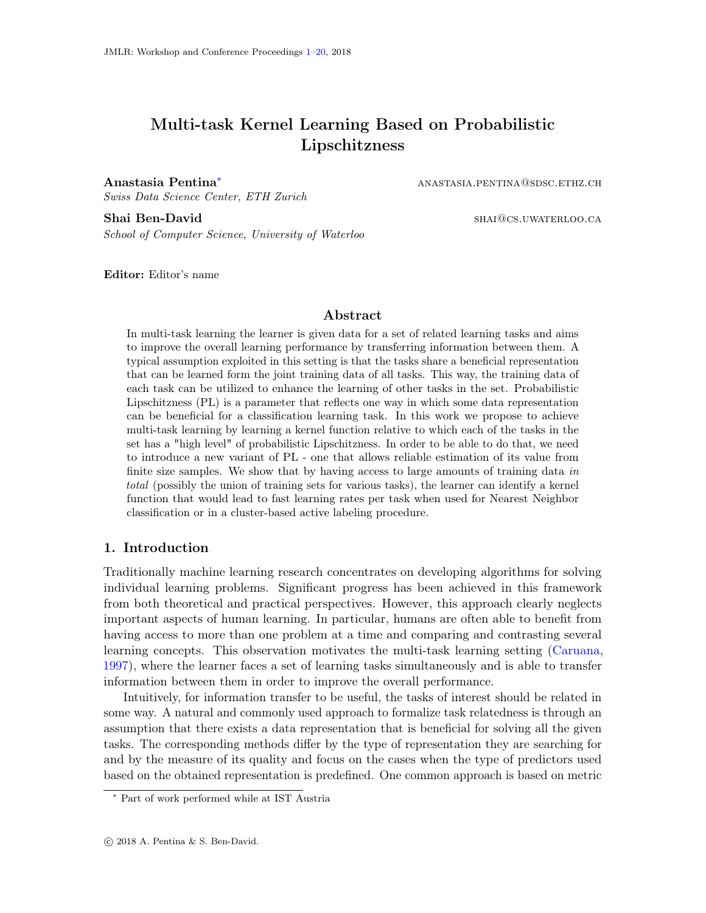# Multi-task Kernel Learning Based on Probabilistic Lipschitzness

**Anastasia Pentina*** ANASTASIA.PENTINA@SDSC.ETHZ.CH
*Swiss Data Science Center, ETH Zurich*

**Shai Ben-David** SHAI@CS.UWATERLOO.CA
*School of Computer Science, University of Waterloo*

**Editor:** Editor's name

## Abstract

In multi-task learning the learner is given data for a set of related learning tasks and aims to improve the overall learning performance by transferring information between them. A typical assumption exploited in this setting is that the tasks share a beneficial representation that can be learned form the joint training data of all tasks. This way, the training data of each task can be utilized to enhance the learning of other tasks in the set. Probabilistic Lipschitzness (PL) is a parameter that reflects one way in which some data representation can be beneficial for a classification learning task. In this work we propose to achieve multi-task learning by learning a kernel function relative to which each of the tasks in the set has a "high level" of probabilistic Lipschitzness. In order to be able to do that, we need to introduce a new variant of PL - one that allows reliable estimation of its value from finite size samples. We show that by having access to large amounts of training data *in total* (possibly the union of training sets for various tasks), the learner can identify a kernel function that would lead to fast learning rates per task when used for Nearest Neighbor classification or in a cluster-based active labeling procedure.

## 1. Introduction

Traditionally machine learning research concentrates on developing algorithms for solving individual learning problems. Significant progress has been achieved in this framework from both theoretical and practical perspectives. However, this approach clearly neglects important aspects of human learning. In particular, humans are often able to benefit from having access to more than one problem at a time and comparing and contrasting several learning concepts. This observation motivates the multi-task learning setting (Caruana, 1997), where the learner faces a set of learning tasks simultaneously and is able to transfer information between them in order to improve the overall performance.

Intuitively, for information transfer to be useful, the tasks of interest should be related in some way. A natural and commonly used approach to formalize task relatedness is through an assumption that there exists a data representation that is beneficial for solving all the given tasks. The corresponding methods differ by the type of representation they are searching for and by the measure of its quality and focus on the cases when the type of predictors used based on the obtained representation is predefined. One common approach is based on metric

* Part of work performed while at IST Austria

© 2018 A. Pentina & S. Ben-David.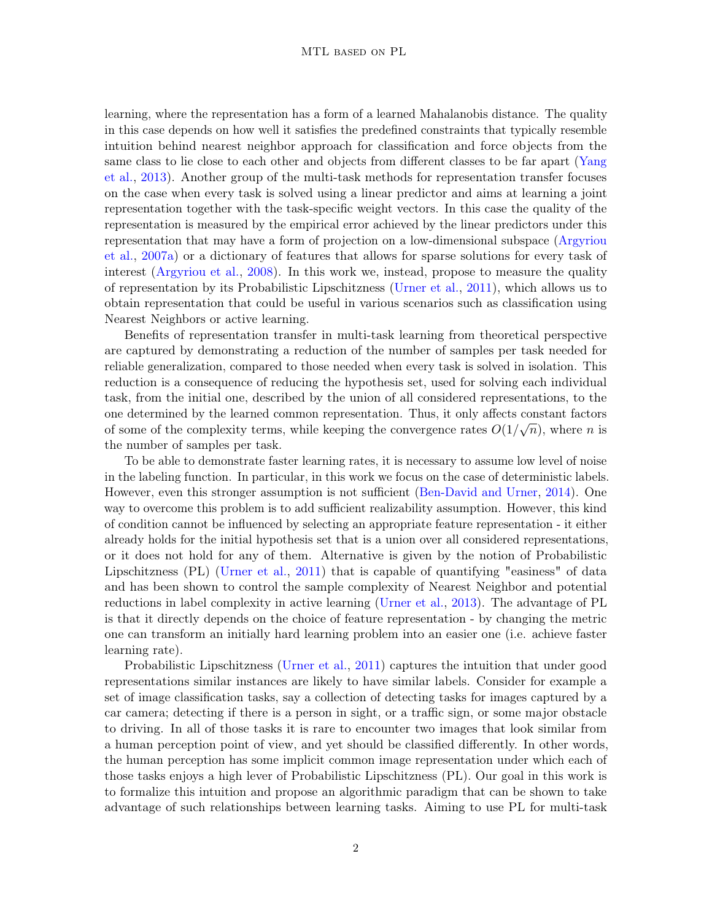learning, where the representation has a form of a learned Mahalanobis distance. The quality in this case depends on how well it satisfies the predefined constraints that typically resemble intuition behind nearest neighbor approach for classification and force objects from the same class to lie close to each other and objects from different classes to be far apart (Yang et al., 2013). Another group of the multi-task methods for representation transfer focuses on the case when every task is solved using a linear predictor and aims at learning a joint representation together with the task-specific weight vectors. In this case the quality of the representation is measured by the empirical error achieved by the linear predictors under this representation that may have a form of projection on a low-dimensional subspace (Argyriou et al., 2007a) or a dictionary of features that allows for sparse solutions for every task of interest (Argyriou et al., 2008). In this work we, instead, propose to measure the quality of representation by its Probabilistic Lipschitzness (Urner et al., 2011), which allows us to obtain representation that could be useful in various scenarios such as classification using Nearest Neighbors or active learning.

Benefits of representation transfer in multi-task learning from theoretical perspective are captured by demonstrating a reduction of the number of samples per task needed for reliable generalization, compared to those needed when every task is solved in isolation. This reduction is a consequence of reducing the hypothesis set, used for solving each individual task, from the initial one, described by the union of all considered representations, to the one determined by the learned common representation. Thus, it only affects constant factors of some of the complexity terms, while keeping the convergence rates $O(1/\sqrt{n})$, where $n$ is the number of samples per task.

To be able to demonstrate faster learning rates, it is necessary to assume low level of noise in the labeling function. In particular, in this work we focus on the case of deterministic labels. However, even this stronger assumption is not sufficient (Ben-David and Urner, 2014). One way to overcome this problem is to add sufficient realizability assumption. However, this kind of condition cannot be influenced by selecting an appropriate feature representation - it either already holds for the initial hypothesis set that is a union over all considered representations, or it does not hold for any of them. Alternative is given by the notion of Probabilistic Lipschitzness (PL) (Urner et al., 2011) that is capable of quantifying "easiness" of data and has been shown to control the sample complexity of Nearest Neighbor and potential reductions in label complexity in active learning (Urner et al., 2013). The advantage of PL is that it directly depends on the choice of feature representation - by changing the metric one can transform an initially hard learning problem into an easier one (i.e. achieve faster learning rate).

Probabilistic Lipschitzness (Urner et al., 2011) captures the intuition that under good representations similar instances are likely to have similar labels. Consider for example a set of image classification tasks, say a collection of detecting tasks for images captured by a car camera; detecting if there is a person in sight, or a traffic sign, or some major obstacle to driving. In all of those tasks it is rare to encounter two images that look similar from a human perception point of view, and yet should be classified differently. In other words, the human perception has some implicit common image representation under which each of those tasks enjoys a high lever of Probabilistic Lipschitzness (PL). Our goal in this work is to formalize this intuition and propose an algorithmic paradigm that can be shown to take advantage of such relationships between learning tasks. Aiming to use PL for multi-task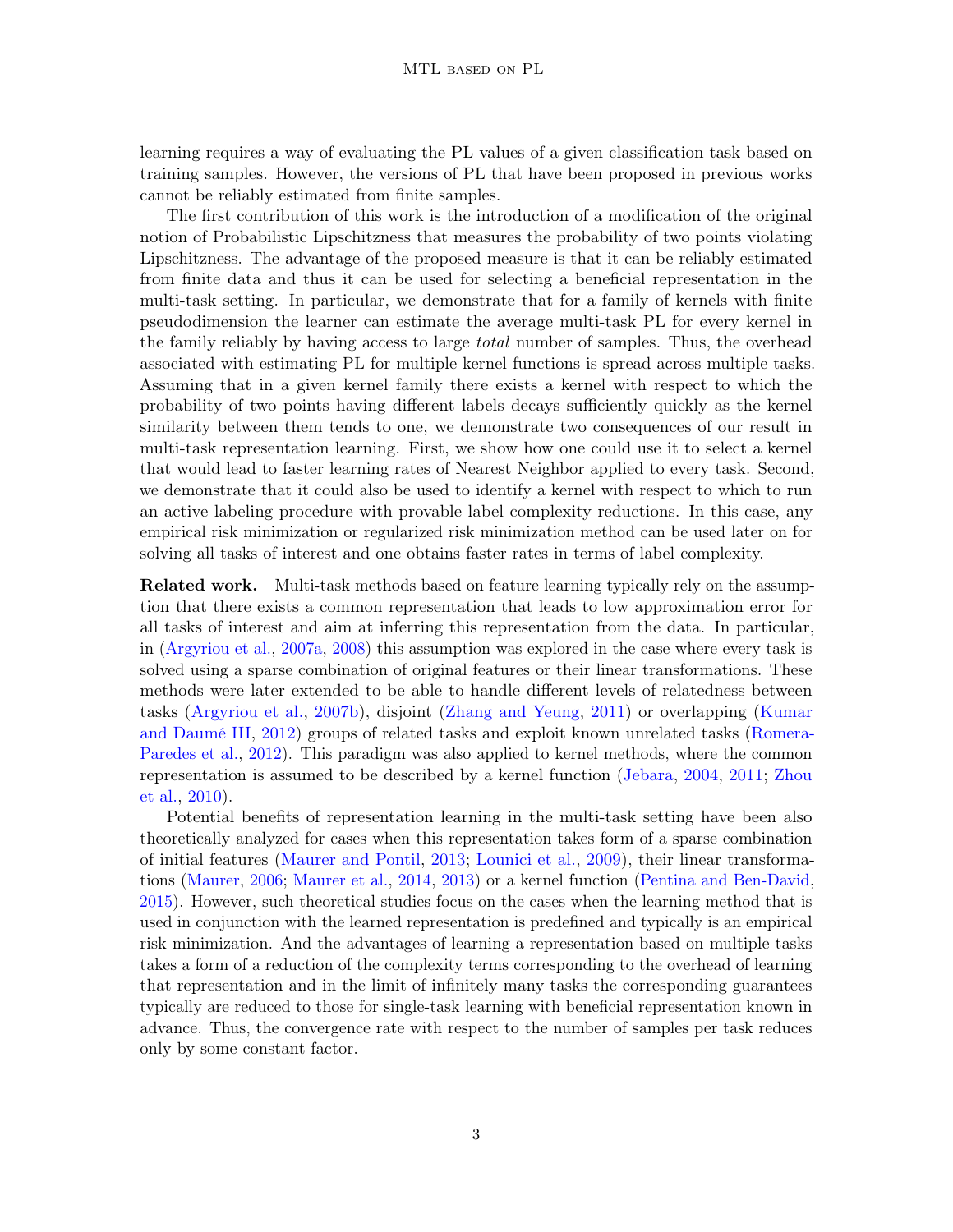learning requires a way of evaluating the PL values of a given classification task based on training samples. However, the versions of PL that have been proposed in previous works cannot be reliably estimated from finite samples.

The first contribution of this work is the introduction of a modification of the original notion of Probabilistic Lipschitzness that measures the probability of two points violating Lipschitzness. The advantage of the proposed measure is that it can be reliably estimated from finite data and thus it can be used for selecting a beneficial representation in the multi-task setting. In particular, we demonstrate that for a family of kernels with finite pseudodimension the learner can estimate the average multi-task PL for every kernel in the family reliably by having access to large *total* number of samples. Thus, the overhead associated with estimating PL for multiple kernel functions is spread across multiple tasks. Assuming that in a given kernel family there exists a kernel with respect to which the probability of two points having different labels decays sufficiently quickly as the kernel similarity between them tends to one, we demonstrate two consequences of our result in multi-task representation learning. First, we show how one could use it to select a kernel that would lead to faster learning rates of Nearest Neighbor applied to every task. Second, we demonstrate that it could also be used to identify a kernel with respect to which to run an active labeling procedure with provable label complexity reductions. In this case, any empirical risk minimization or regularized risk minimization method can be used later on for solving all tasks of interest and one obtains faster rates in terms of label complexity.

**Related work.** Multi-task methods based on feature learning typically rely on the assumption that there exists a common representation that leads to low approximation error for all tasks of interest and aim at inferring this representation from the data. In particular, in (Argyriou et al., 2007a, 2008) this assumption was explored in the case where every task is solved using a sparse combination of original features or their linear transformations. These methods were later extended to be able to handle different levels of relatedness between tasks (Argyriou et al., 2007b), disjoint (Zhang and Yeung, 2011) or overlapping (Kumar and Daumé III, 2012) groups of related tasks and exploit known unrelated tasks (Romera-Paredes et al., 2012). This paradigm was also applied to kernel methods, where the common representation is assumed to be described by a kernel function (Jebara, 2004, 2011; Zhou et al., 2010).

Potential benefits of representation learning in the multi-task setting have been also theoretically analyzed for cases when this representation takes form of a sparse combination of initial features (Maurer and Pontil, 2013; Lounici et al., 2009), their linear transformations (Maurer, 2006; Maurer et al., 2014, 2013) or a kernel function (Pentina and Ben-David, 2015). However, such theoretical studies focus on the cases when the learning method that is used in conjunction with the learned representation is predefined and typically is an empirical risk minimization. And the advantages of learning a representation based on multiple tasks takes a form of a reduction of the complexity terms corresponding to the overhead of learning that representation and in the limit of infinitely many tasks the corresponding guarantees typically are reduced to those for single-task learning with beneficial representation known in advance. Thus, the convergence rate with respect to the number of samples per task reduces only by some constant factor.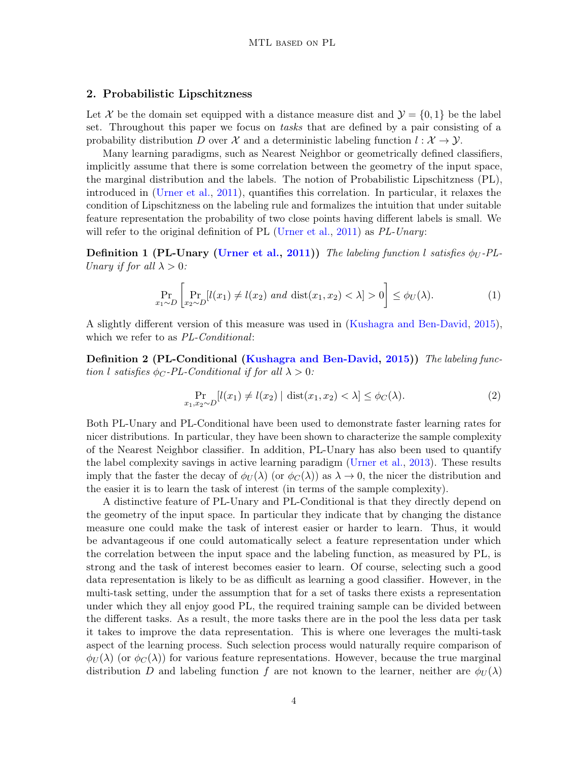## 2. Probabilistic Lipschitzness

Let $\mathcal{X}$ be the domain set equipped with a distance measure dist and $\mathcal{Y} = \{0, 1\}$ be the label set. Throughout this paper we focus on *tasks* that are defined by a pair consisting of a probability distribution $D$ over $\mathcal{X}$ and a deterministic labeling function $l : \mathcal{X} \to \mathcal{Y}$.

Many learning paradigms, such as Nearest Neighbor or geometrically defined classifiers, implicitly assume that there is some correlation between the geometry of the input space, the marginal distribution and the labels. The notion of Probabilistic Lipschitzness (PL), introduced in (Urner et al., 2011), quantifies this correlation. In particular, it relaxes the condition of Lipschitzness on the labeling rule and formalizes the intuition that under suitable feature representation the probability of two close points having different labels is small. We will refer to the original definition of PL (Urner et al., 2011) as *PL-Unary*:

**Definition 1 (PL-Unary (Urner et al., 2011))** *The labeling function $l$ satisfies $\phi_U$-PL-Unary if for all $\lambda > 0$:*

$$\Pr_{x_1 \sim D}\left[\Pr_{x_2 \sim D}[l(x_1) \neq l(x_2) \text{ and } \mathrm{dist}(x_1, x_2) < \lambda] > 0\right] \leq \phi_U(\lambda). \tag{1}$$

A slightly different version of this measure was used in (Kushagra and Ben-David, 2015), which we refer to as *PL-Conditional*:

**Definition 2 (PL-Conditional (Kushagra and Ben-David, 2015))** *The labeling function $l$ satisfies $\phi_C$-PL-Conditional if for all $\lambda > 0$:*

$$\Pr_{x_1, x_2 \sim D}[l(x_1) \neq l(x_2) \mid \mathrm{dist}(x_1, x_2) < \lambda] \leq \phi_C(\lambda). \tag{2}$$

Both PL-Unary and PL-Conditional have been used to demonstrate faster learning rates for nicer distributions. In particular, they have been shown to characterize the sample complexity of the Nearest Neighbor classifier. In addition, PL-Unary has also been used to quantify the label complexity savings in active learning paradigm (Urner et al., 2013). These results imply that the faster the decay of $\phi_U(\lambda)$ (or $\phi_C(\lambda)$) as $\lambda \to 0$, the nicer the distribution and the easier it is to learn the task of interest (in terms of the sample complexity).

A distinctive feature of PL-Unary and PL-Conditional is that they directly depend on the geometry of the input space. In particular they indicate that by changing the distance measure one could make the task of interest easier or harder to learn. Thus, it would be advantageous if one could automatically select a feature representation under which the correlation between the input space and the labeling function, as measured by PL, is strong and the task of interest becomes easier to learn. Of course, selecting such a good data representation is likely to be as difficult as learning a good classifier. However, in the multi-task setting, under the assumption that for a set of tasks there exists a representation under which they all enjoy good PL, the required training sample can be divided between the different tasks. As a result, the more tasks there are in the pool the less data per task it takes to improve the data representation. This is where one leverages the multi-task aspect of the learning process. Such selection process would naturally require comparison of $\phi_U(\lambda)$ (or $\phi_C(\lambda)$) for various feature representations. However, because the true marginal distribution $D$ and labeling function $f$ are not known to the learner, neither are $\phi_U(\lambda)$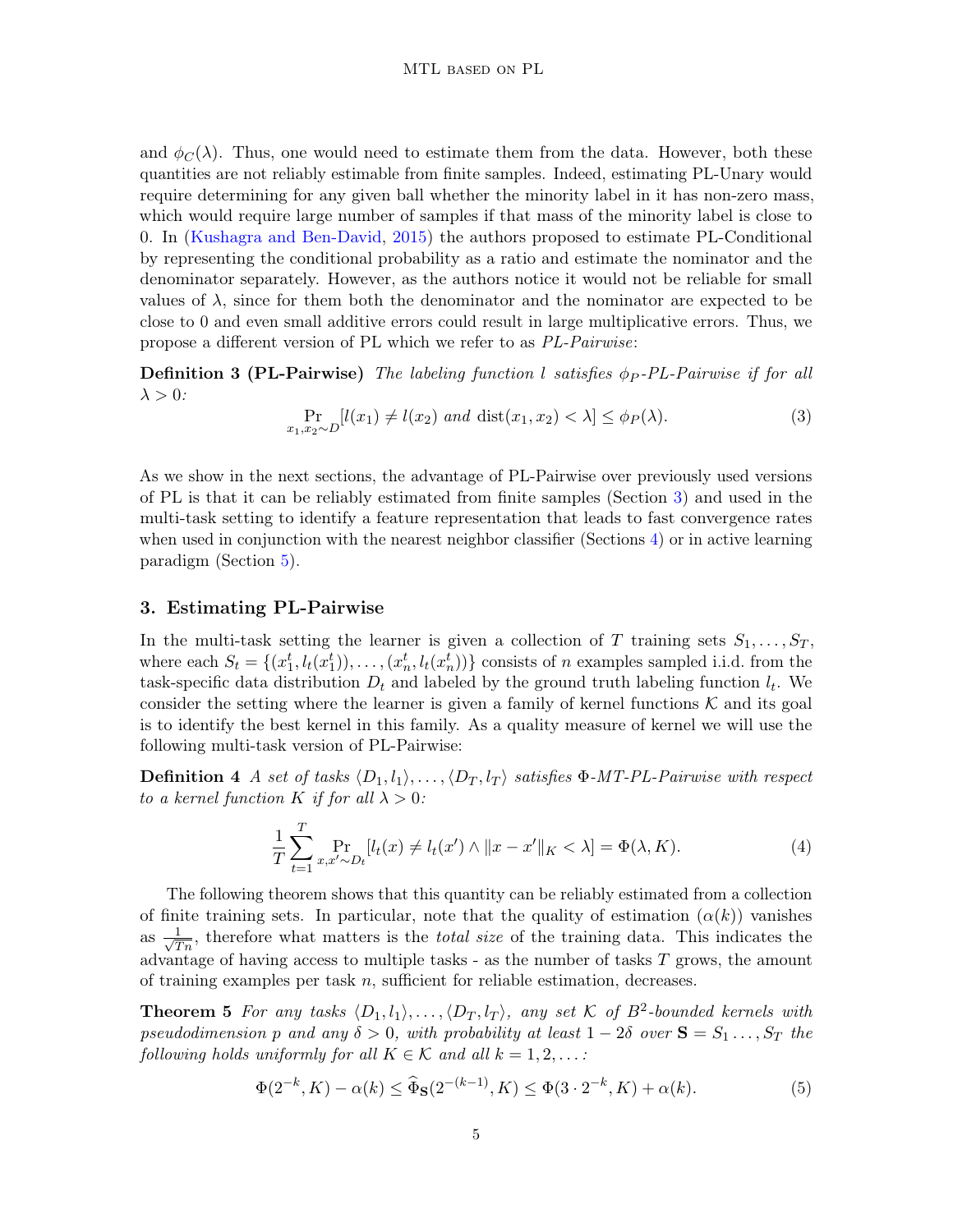and $\phi_C(\lambda)$. Thus, one would need to estimate them from the data. However, both these quantities are not reliably estimable from finite samples. Indeed, estimating PL-Unary would require determining for any given ball whether the minority label in it has non-zero mass, which would require large number of samples if that mass of the minority label is close to 0. In (Kushagra and Ben-David, 2015) the authors proposed to estimate PL-Conditional by representing the conditional probability as a ratio and estimate the nominator and the denominator separately. However, as the authors notice it would not be reliable for small values of $\lambda$, since for them both the denominator and the nominator are expected to be close to 0 and even small additive errors could result in large multiplicative errors. Thus, we propose a different version of PL which we refer to as *PL-Pairwise*:

**Definition 3 (PL-Pairwise)** *The labeling function $l$ satisfies $\phi_P$-PL-Pairwise if for all $\lambda > 0$:*

$$\Pr_{x_1, x_2 \sim D}[l(x_1) \neq l(x_2) \text{ and } \operatorname{dist}(x_1, x_2) < \lambda] \leq \phi_P(\lambda). \tag{3}$$

As we show in the next sections, the advantage of PL-Pairwise over previously used versions of PL is that it can be reliably estimated from finite samples (Section 3) and used in the multi-task setting to identify a feature representation that leads to fast convergence rates when used in conjunction with the nearest neighbor classifier (Sections 4) or in active learning paradigm (Section 5).

## 3. Estimating PL-Pairwise

In the multi-task setting the learner is given a collection of $T$ training sets $S_1, \ldots, S_T$, where each $S_t = \{(x_1^t, l_t(x_1^t)), \ldots, (x_n^t, l_t(x_n^t))\}$ consists of $n$ examples sampled i.i.d. from the task-specific data distribution $D_t$ and labeled by the ground truth labeling function $l_t$. We consider the setting where the learner is given a family of kernel functions $\mathcal{K}$ and its goal is to identify the best kernel in this family. As a quality measure of kernel we will use the following multi-task version of PL-Pairwise:

**Definition 4** *A set of tasks $\langle D_1, l_1 \rangle, \ldots, \langle D_T, l_T \rangle$ satisfies $\Phi$-MT-PL-Pairwise with respect to a kernel function $K$ if for all $\lambda > 0$:*

$$\frac{1}{T} \sum_{t=1}^{T} \Pr_{x, x' \sim D_t}[l_t(x) \neq l_t(x') \wedge \|x - x'\|_K < \lambda] = \Phi(\lambda, K). \tag{4}$$

The following theorem shows that this quantity can be reliably estimated from a collection of finite training sets. In particular, note that the quality of estimation ($\alpha(k)$) vanishes as $\frac{1}{\sqrt{Tn}}$, therefore what matters is the *total size* of the training data. This indicates the advantage of having access to multiple tasks - as the number of tasks $T$ grows, the amount of training examples per task $n$, sufficient for reliable estimation, decreases.

**Theorem 5** *For any tasks $\langle D_1, l_1 \rangle, \ldots, \langle D_T, l_T \rangle$, any set $\mathcal{K}$ of $B^2$-bounded kernels with pseudodimension $p$ and any $\delta > 0$, with probability at least $1 - 2\delta$ over $\mathbf{S} = S_1 \ldots, S_T$ the following holds uniformly for all $K \in \mathcal{K}$ and all $k = 1, 2, \ldots$:*

$$\Phi(2^{-k}, K) - \alpha(k) \leq \widehat{\Phi}_{\mathbf{S}}(2^{-(k-1)}, K) \leq \Phi(3 \cdot 2^{-k}, K) + \alpha(k). \tag{5}$$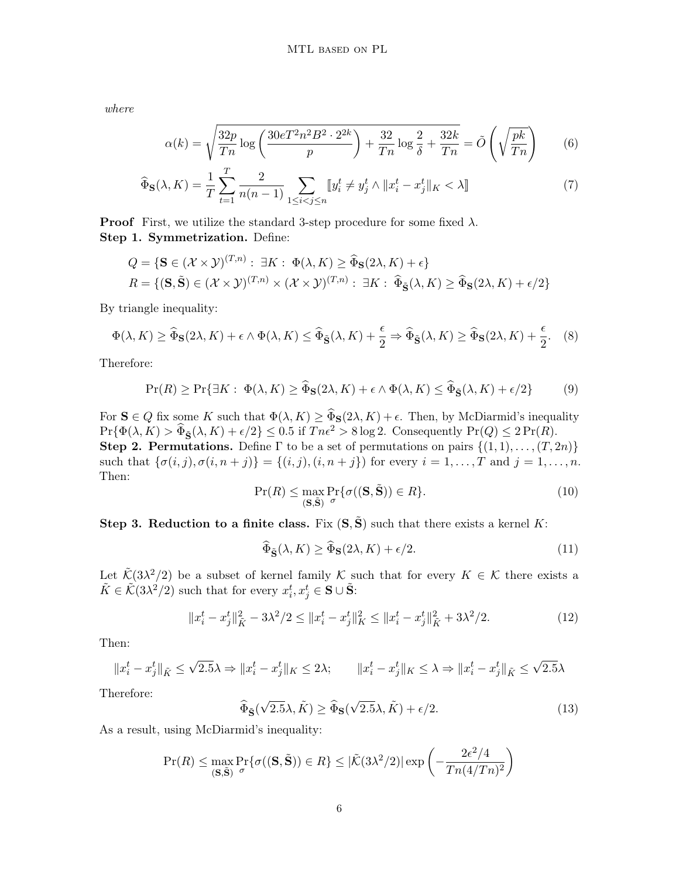*where*

$$\alpha(k) = \sqrt{\frac{32p}{Tn}\log\left(\frac{30eT^2n^2B^2\cdot 2^{2k}}{p}\right) + \frac{32}{Tn}\log\frac{2}{\delta} + \frac{32k}{Tn}} = \tilde{O}\left(\sqrt{\frac{pk}{Tn}}\right) \tag{6}$$

$$\widehat{\Phi}_{\mathbf{S}}(\lambda, K) = \frac{1}{T}\sum_{t=1}^{T}\frac{2}{n(n-1)}\sum_{1\le i<j\le n}[\![y_i^t \neq y_j^t \wedge \|x_i^t - x_j^t\|_K < \lambda]\!] \tag{7}$$

**Proof** First, we utilize the standard 3-step procedure for some fixed $\lambda$.

**Step 1. Symmetrization.** Define:

$$Q = \{\mathbf{S} \in (\mathcal{X}\times\mathcal{Y})^{(T,n)} :\ \exists K:\ \Phi(\lambda, K) \geq \widehat{\Phi}_{\mathbf{S}}(2\lambda, K) + \epsilon\}$$
$$R = \{(\mathbf{S}, \tilde{\mathbf{S}}) \in (\mathcal{X}\times\mathcal{Y})^{(T,n)} \times (\mathcal{X}\times\mathcal{Y})^{(T,n)} :\ \exists K:\ \widehat{\Phi}_{\tilde{\mathbf{S}}}(\lambda, K) \geq \widehat{\Phi}_{\mathbf{S}}(2\lambda, K) + \epsilon/2\}$$

By triangle inequality:

$$\Phi(\lambda, K) \geq \widehat{\Phi}_{\mathbf{S}}(2\lambda, K) + \epsilon \wedge \Phi(\lambda, K) \leq \widehat{\Phi}_{\tilde{\mathbf{S}}}(\lambda, K) + \frac{\epsilon}{2} \Rightarrow \widehat{\Phi}_{\tilde{\mathbf{S}}}(\lambda, K) \geq \widehat{\Phi}_{\mathbf{S}}(2\lambda, K) + \frac{\epsilon}{2}. \tag{8}$$

Therefore:

$$\Pr(R) \geq \Pr\{\exists K:\ \Phi(\lambda, K) \geq \widehat{\Phi}_{\mathbf{S}}(2\lambda, K) + \epsilon \wedge \Phi(\lambda, K) \leq \widehat{\Phi}_{\tilde{\mathbf{S}}}(\lambda, K) + \epsilon/2\} \tag{9}$$

For $\mathbf{S} \in Q$ fix some $K$ such that $\Phi(\lambda, K) \geq \widehat{\Phi}_{\mathbf{S}}(2\lambda, K) + \epsilon$. Then, by McDiarmid's inequality $\Pr\{\Phi(\lambda, K) > \widehat{\Phi}_{\tilde{\mathbf{S}}}(\lambda, K) + \epsilon/2\} \leq 0.5$ if $Tn\epsilon^2 > 8\log 2$. Consequently $\Pr(Q) \leq 2\Pr(R)$.

**Step 2. Permutations.** Define $\Gamma$ to be a set of permutations on pairs $\{(1,1), \ldots, (T, 2n)\}$ such that $\{\sigma(i,j), \sigma(i, n+j)\} = \{(i,j), (i, n+j)\})$ for every $i = 1, \ldots, T$ and $j = 1, \ldots, n$. Then:

$$\Pr(R) \leq \max_{(\mathbf{S},\tilde{\mathbf{S}})} \Pr_{\sigma}\{\sigma((\mathbf{S}, \tilde{\mathbf{S}})) \in R\}. \tag{10}$$

**Step 3. Reduction to a finite class.** Fix $(\mathbf{S}, \tilde{\mathbf{S}})$ such that there exists a kernel $K$:

$$\widehat{\Phi}_{\tilde{\mathbf{S}}}(\lambda, K) \geq \widehat{\Phi}_{\mathbf{S}}(2\lambda, K) + \epsilon/2. \tag{11}$$

Let $\tilde{\mathcal{K}}(3\lambda^2/2)$ be a subset of kernel family $\mathcal{K}$ such that for every $K \in \mathcal{K}$ there exists a $\tilde{K} \in \tilde{\mathcal{K}}(3\lambda^2/2)$ such that for every $x_i^t, x_j^t \in \mathbf{S} \cup \tilde{\mathbf{S}}$:

$$\|x_i^t - x_j^t\|_{\tilde{K}}^2 - 3\lambda^2/2 \leq \|x_i^t - x_j^t\|_K^2 \leq \|x_i^t - x_j^t\|_{\tilde{K}}^2 + 3\lambda^2/2. \tag{12}$$

Then:

$$\|x_i^t - x_j^t\|_{\tilde{K}} \leq \sqrt{2.5}\lambda \Rightarrow \|x_i^t - x_j^t\|_K \leq 2\lambda; \qquad \|x_i^t - x_j^t\|_K \leq \lambda \Rightarrow \|x_i^t - x_j^t\|_{\tilde{K}} \leq \sqrt{2.5}\lambda$$

Therefore:

$$\widehat{\Phi}_{\tilde{\mathbf{S}}}(\sqrt{2.5}\lambda, \tilde{K}) \geq \widehat{\Phi}_{\mathbf{S}}(\sqrt{2.5}\lambda, \tilde{K}) + \epsilon/2. \tag{13}$$

As a result, using McDiarmid's inequality:

$$\Pr(R) \leq \max_{(\mathbf{S},\tilde{\mathbf{S}})} \Pr_{\sigma}\{\sigma((\mathbf{S}, \tilde{\mathbf{S}})) \in R\} \leq |\tilde{\mathcal{K}}(3\lambda^2/2)| \exp\left(-\frac{2\epsilon^2/4}{Tn(4/Tn)^2}\right)$$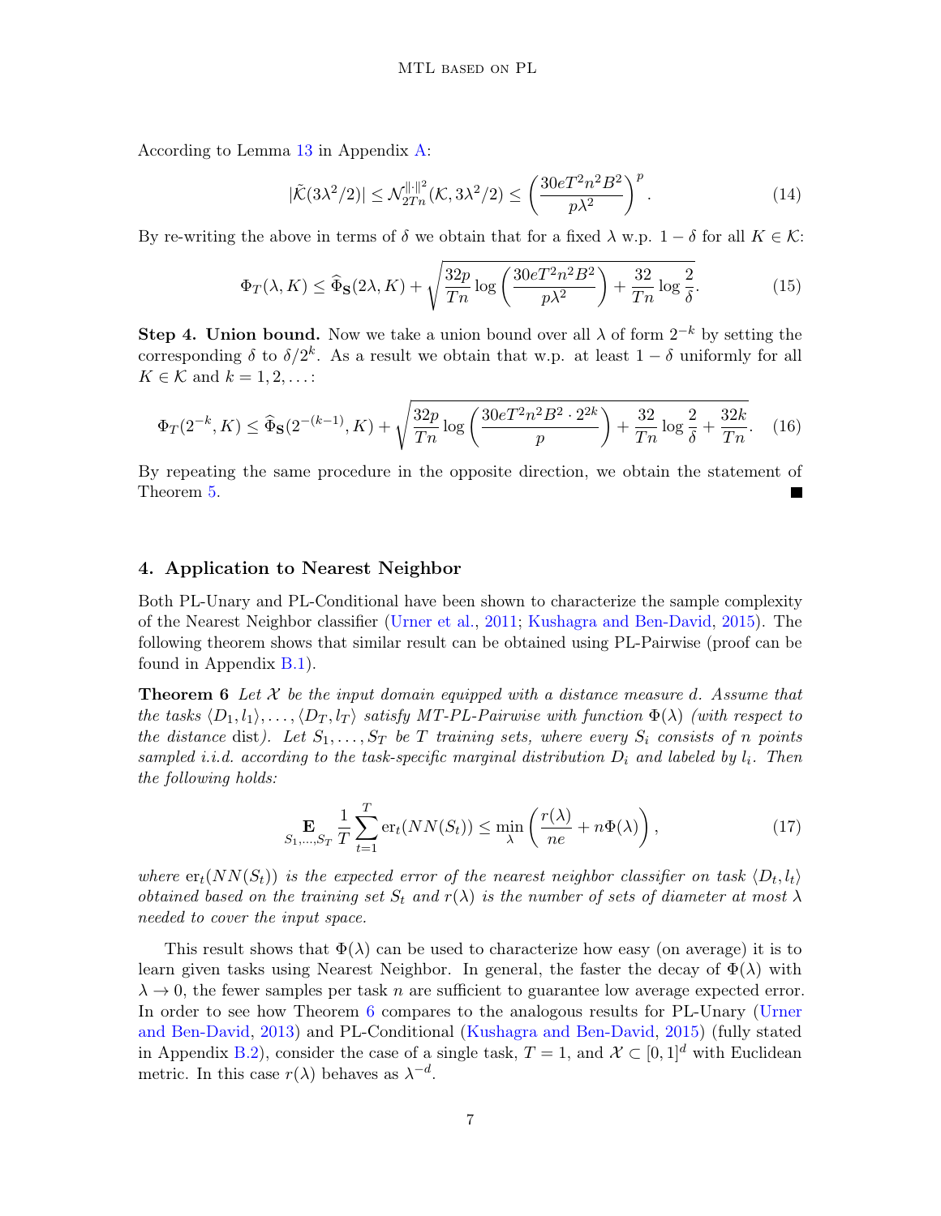According to Lemma 13 in Appendix A:

$$|\tilde{\mathcal{K}}(3\lambda^2/2)| \leq \mathcal{N}_{2Tn}^{\|\cdot\|^2}(\mathcal{K}, 3\lambda^2/2) \leq \left(\frac{30eT^2n^2B^2}{p\lambda^2}\right)^p. \tag{14}$$

By re-writing the above in terms of $\delta$ we obtain that for a fixed $\lambda$ w.p. $1-\delta$ for all $K \in \mathcal{K}$:

$$\Phi_T(\lambda, K) \leq \widehat{\Phi}_{\mathbf{S}}(2\lambda, K) + \sqrt{\frac{32p}{Tn}\log\left(\frac{30eT^2n^2B^2}{p\lambda^2}\right) + \frac{32}{Tn}\log\frac{2}{\delta}}. \tag{15}$$

**Step 4. Union bound.** Now we take a union bound over all $\lambda$ of form $2^{-k}$ by setting the corresponding $\delta$ to $\delta/2^k$. As a result we obtain that w.p. at least $1-\delta$ uniformly for all $K \in \mathcal{K}$ and $k = 1, 2, \ldots$:

$$\Phi_T(2^{-k}, K) \leq \widehat{\Phi}_{\mathbf{S}}(2^{-(k-1)}, K) + \sqrt{\frac{32p}{Tn}\log\left(\frac{30eT^2n^2B^2 \cdot 2^{2k}}{p}\right) + \frac{32}{Tn}\log\frac{2}{\delta} + \frac{32k}{Tn}}. \tag{16}$$

By repeating the same procedure in the opposite direction, we obtain the statement of Theorem 5. ■

## 4. Application to Nearest Neighbor

Both PL-Unary and PL-Conditional have been shown to characterize the sample complexity of the Nearest Neighbor classifier (Urner et al., 2011; Kushagra and Ben-David, 2015). The following theorem shows that similar result can be obtained using PL-Pairwise (proof can be found in Appendix B.1).

**Theorem 6** *Let $\mathcal{X}$ be the input domain equipped with a distance measure $d$. Assume that the tasks $\langle D_1, l_1\rangle, \ldots, \langle D_T, l_T\rangle$ satisfy MT-PL-Pairwise with function $\Phi(\lambda)$ (with respect to the distance* dist*). Let $S_1, \ldots, S_T$ be $T$ training sets, where every $S_i$ consists of $n$ points sampled i.i.d. according to the task-specific marginal distribution $D_i$ and labeled by $l_i$. Then the following holds:*

$$\mathop{\mathbf{E}}_{S_1,\ldots,S_T} \frac{1}{T}\sum_{t=1}^{T} \text{er}_t(NN(S_t)) \leq \min_{\lambda}\left(\frac{r(\lambda)}{ne} + n\Phi(\lambda)\right), \tag{17}$$

*where $\text{er}_t(NN(S_t))$ is the expected error of the nearest neighbor classifier on task $\langle D_t, l_t\rangle$ obtained based on the training set $S_t$ and $r(\lambda)$ is the number of sets of diameter at most $\lambda$ needed to cover the input space.*

This result shows that $\Phi(\lambda)$ can be used to characterize how easy (on average) it is to learn given tasks using Nearest Neighbor. In general, the faster the decay of $\Phi(\lambda)$ with $\lambda \to 0$, the fewer samples per task $n$ are sufficient to guarantee low average expected error. In order to see how Theorem 6 compares to the analogous results for PL-Unary (Urner and Ben-David, 2013) and PL-Conditional (Kushagra and Ben-David, 2015) (fully stated in Appendix B.2), consider the case of a single task, $T = 1$, and $\mathcal{X} \subset [0,1]^d$ with Euclidean metric. In this case $r(\lambda)$ behaves as $\lambda^{-d}$.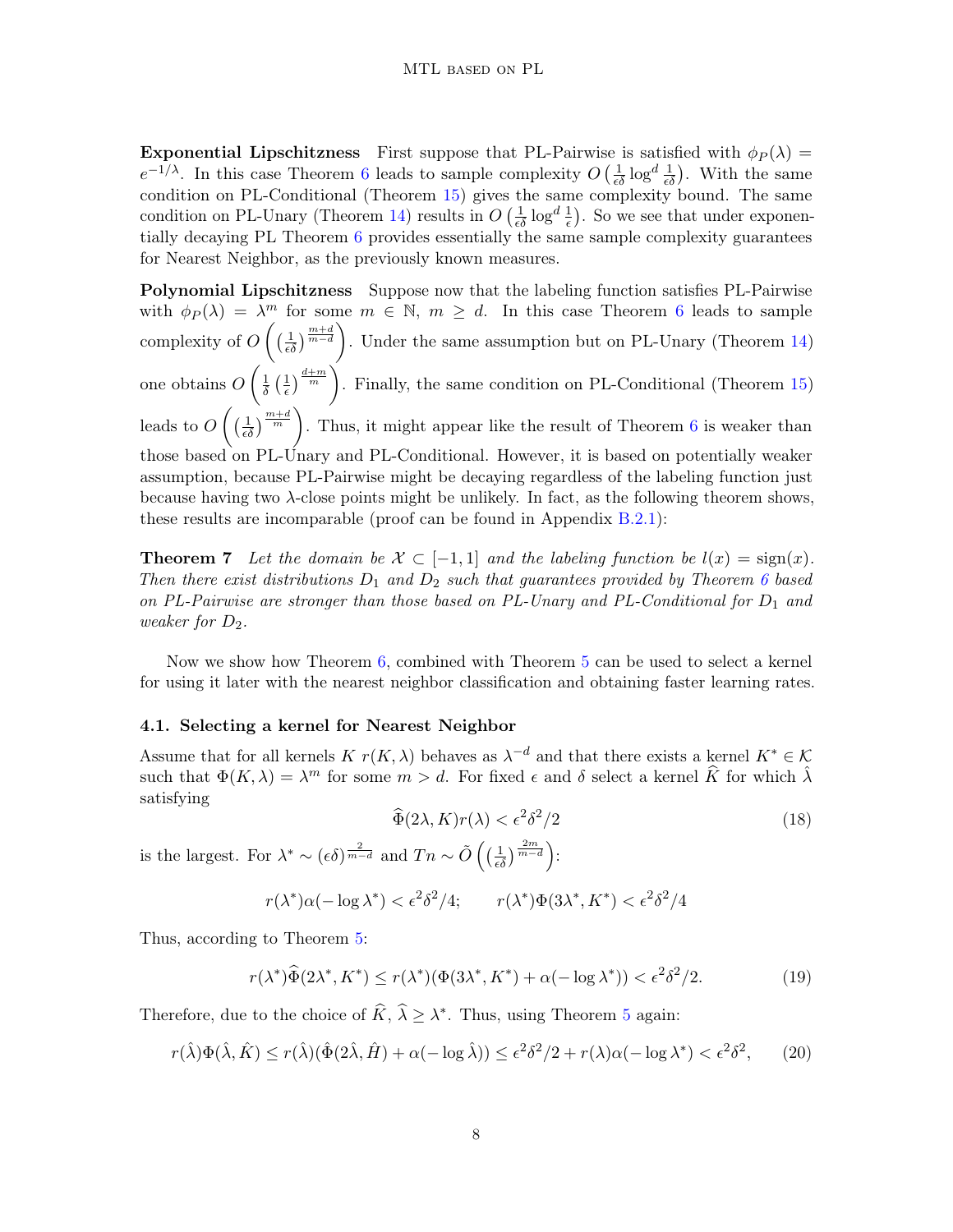**Exponential Lipschitzness** First suppose that PL-Pairwise is satisfied with $\phi_P(\lambda) = e^{-1/\lambda}$. In this case Theorem 6 leads to sample complexity $O\left(\frac{1}{\epsilon\delta}\log^d \frac{1}{\epsilon\delta}\right)$. With the same condition on PL-Conditional (Theorem 15) gives the same complexity bound. The same condition on PL-Unary (Theorem 14) results in $O\left(\frac{1}{\epsilon\delta}\log^d \frac{1}{\epsilon}\right)$. So we see that under exponentially decaying PL Theorem 6 provides essentially the same sample complexity guarantees for Nearest Neighbor, as the previously known measures.

**Polynomial Lipschitzness** Suppose now that the labeling function satisfies PL-Pairwise with $\phi_P(\lambda) = \lambda^m$ for some $m \in \mathbb{N}$, $m \geq d$. In this case Theorem 6 leads to sample complexity of $O\left(\left(\frac{1}{\epsilon\delta}\right)^{\frac{m+d}{m-d}}\right)$. Under the same assumption but on PL-Unary (Theorem 14) one obtains $O\left(\frac{1}{\delta}\left(\frac{1}{\epsilon}\right)^{\frac{d+m}{m}}\right)$. Finally, the same condition on PL-Conditional (Theorem 15) leads to $O\left(\left(\frac{1}{\epsilon\delta}\right)^{\frac{m+d}{m}}\right)$. Thus, it might appear like the result of Theorem 6 is weaker than those based on PL-Unary and PL-Conditional. However, it is based on potentially weaker assumption, because PL-Pairwise might be decaying regardless of the labeling function just because having two $\lambda$-close points might be unlikely. In fact, as the following theorem shows, these results are incomparable (proof can be found in Appendix B.2.1):

**Theorem 7** *Let the domain be $\mathcal{X} \subset [-1, 1]$ and the labeling function be $l(x) = \text{sign}(x)$. Then there exist distributions $D_1$ and $D_2$ such that guarantees provided by Theorem 6 based on PL-Pairwise are stronger than those based on PL-Unary and PL-Conditional for $D_1$ and weaker for $D_2$.*

Now we show how Theorem 6, combined with Theorem 5 can be used to select a kernel for using it later with the nearest neighbor classification and obtaining faster learning rates.

### 4.1. Selecting a kernel for Nearest Neighbor

Assume that for all kernels $K$ $r(K, \lambda)$ behaves as $\lambda^{-d}$ and that there exists a kernel $K^* \in \mathcal{K}$ such that $\Phi(K, \lambda) = \lambda^m$ for some $m > d$. For fixed $\epsilon$ and $\delta$ select a kernel $\widehat{K}$ for which $\hat{\lambda}$ satisfying

$$\widehat{\Phi}(2\lambda, K)r(\lambda) < \epsilon^2\delta^2/2 \tag{18}$$

is the largest. For $\lambda^* \sim (\epsilon\delta)^{\frac{2}{m-d}}$ and $Tn \sim \tilde{O}\left(\left(\frac{1}{\epsilon\delta}\right)^{\frac{2m}{m-d}}\right)$:

$$r(\lambda^*)\alpha(-\log\lambda^*) < \epsilon^2\delta^2/4; \qquad r(\lambda^*)\Phi(3\lambda^*, K^*) < \epsilon^2\delta^2/4$$

Thus, according to Theorem 5:

$$r(\lambda^*)\widehat{\Phi}(2\lambda^*, K^*) \leq r(\lambda^*)(\Phi(3\lambda^*, K^*) + \alpha(-\log\lambda^*)) < \epsilon^2\delta^2/2. \tag{19}$$

Therefore, due to the choice of $\widehat{K}$, $\widehat{\lambda} \geq \lambda^*$. Thus, using Theorem 5 again:

$$r(\hat{\lambda})\Phi(\hat{\lambda}, \hat{K}) \leq r(\hat{\lambda})(\hat{\Phi}(2\hat{\lambda}, \hat{H}) + \alpha(-\log\hat{\lambda})) \leq \epsilon^2\delta^2/2 + r(\lambda)\alpha(-\log\lambda^*) < \epsilon^2\delta^2, \tag{20}$$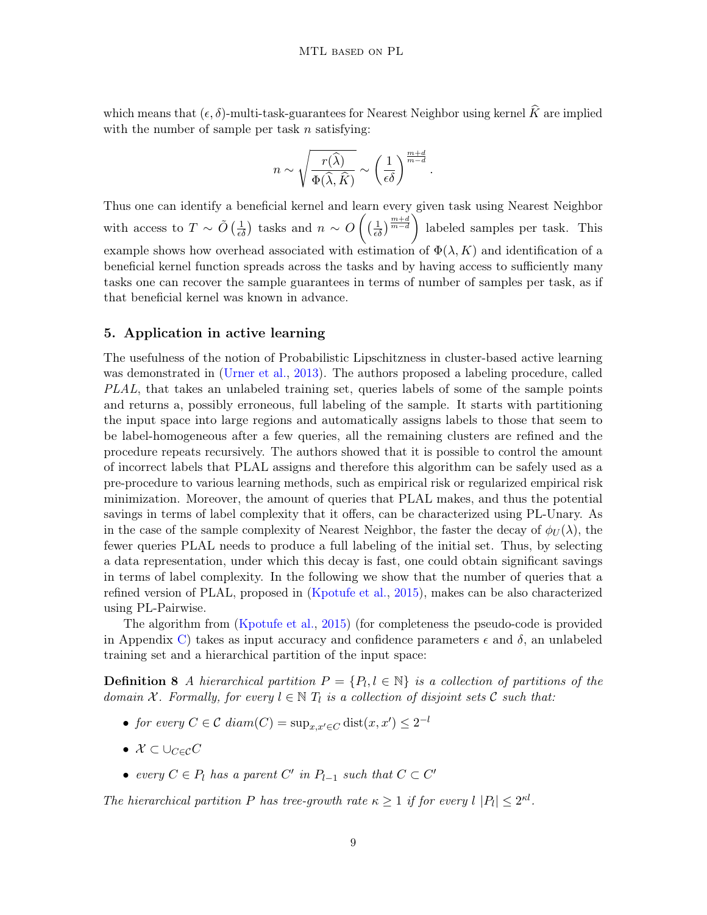which means that $(\epsilon, \delta)$-multi-task-guarantees for Nearest Neighbor using kernel $\widehat{K}$ are implied with the number of sample per task $n$ satisfying:

$$n \sim \sqrt{\frac{r(\widehat{\lambda})}{\Phi(\widehat{\lambda}, \widehat{K})}} \sim \left(\frac{1}{\epsilon\delta}\right)^{\frac{m+d}{m-d}}.$$

Thus one can identify a beneficial kernel and learn every given task using Nearest Neighbor with access to $T \sim \tilde{O}\left(\frac{1}{\epsilon\delta}\right)$ tasks and $n \sim O\left(\left(\frac{1}{\epsilon\delta}\right)^{\frac{m+d}{m-d}}\right)$ labeled samples per task. This example shows how overhead associated with estimation of $\Phi(\lambda, K)$ and identification of a beneficial kernel function spreads across the tasks and by having access to sufficiently many tasks one can recover the sample guarantees in terms of number of samples per task, as if that beneficial kernel was known in advance.

## 5. Application in active learning

The usefulness of the notion of Probabilistic Lipschitzness in cluster-based active learning was demonstrated in (Urner et al., 2013). The authors proposed a labeling procedure, called *PLAL*, that takes an unlabeled training set, queries labels of some of the sample points and returns a, possibly erroneous, full labeling of the sample. It starts with partitioning the input space into large regions and automatically assigns labels to those that seem to be label-homogeneous after a few queries, all the remaining clusters are refined and the procedure repeats recursively. The authors showed that it is possible to control the amount of incorrect labels that PLAL assigns and therefore this algorithm can be safely used as a pre-procedure to various learning methods, such as empirical risk or regularized empirical risk minimization. Moreover, the amount of queries that PLAL makes, and thus the potential savings in terms of label complexity that it offers, can be characterized using PL-Unary. As in the case of the sample complexity of Nearest Neighbor, the faster the decay of $\phi_U(\lambda)$, the fewer queries PLAL needs to produce a full labeling of the initial set. Thus, by selecting a data representation, under which this decay is fast, one could obtain significant savings in terms of label complexity. In the following we show that the number of queries that a refined version of PLAL, proposed in (Kpotufe et al., 2015), makes can be also characterized using PL-Pairwise.

The algorithm from (Kpotufe et al., 2015) (for completeness the pseudo-code is provided in Appendix C) takes as input accuracy and confidence parameters $\epsilon$ and $\delta$, an unlabeled training set and a hierarchical partition of the input space:

**Definition 8** *A hierarchical partition $P = \{P_l, l \in \mathbb{N}\}$ is a collection of partitions of the domain $\mathcal{X}$. Formally, for every $l \in \mathbb{N}$ $T_l$ is a collection of disjoint sets $\mathcal{C}$ such that:*

- *for every $C \in \mathcal{C}$ $diam(C) = \sup_{x,x' \in C} \operatorname{dist}(x, x') \leq 2^{-l}$*
- *$\mathcal{X} \subset \cup_{C \in \mathcal{C}} C$*
- *every $C \in P_l$ has a parent $C'$ in $P_{l-1}$ such that $C \subset C'$*

*The hierarchical partition $P$ has tree-growth rate $\kappa \geq 1$ if for every $l$ $|P_l| \leq 2^{\kappa l}$.*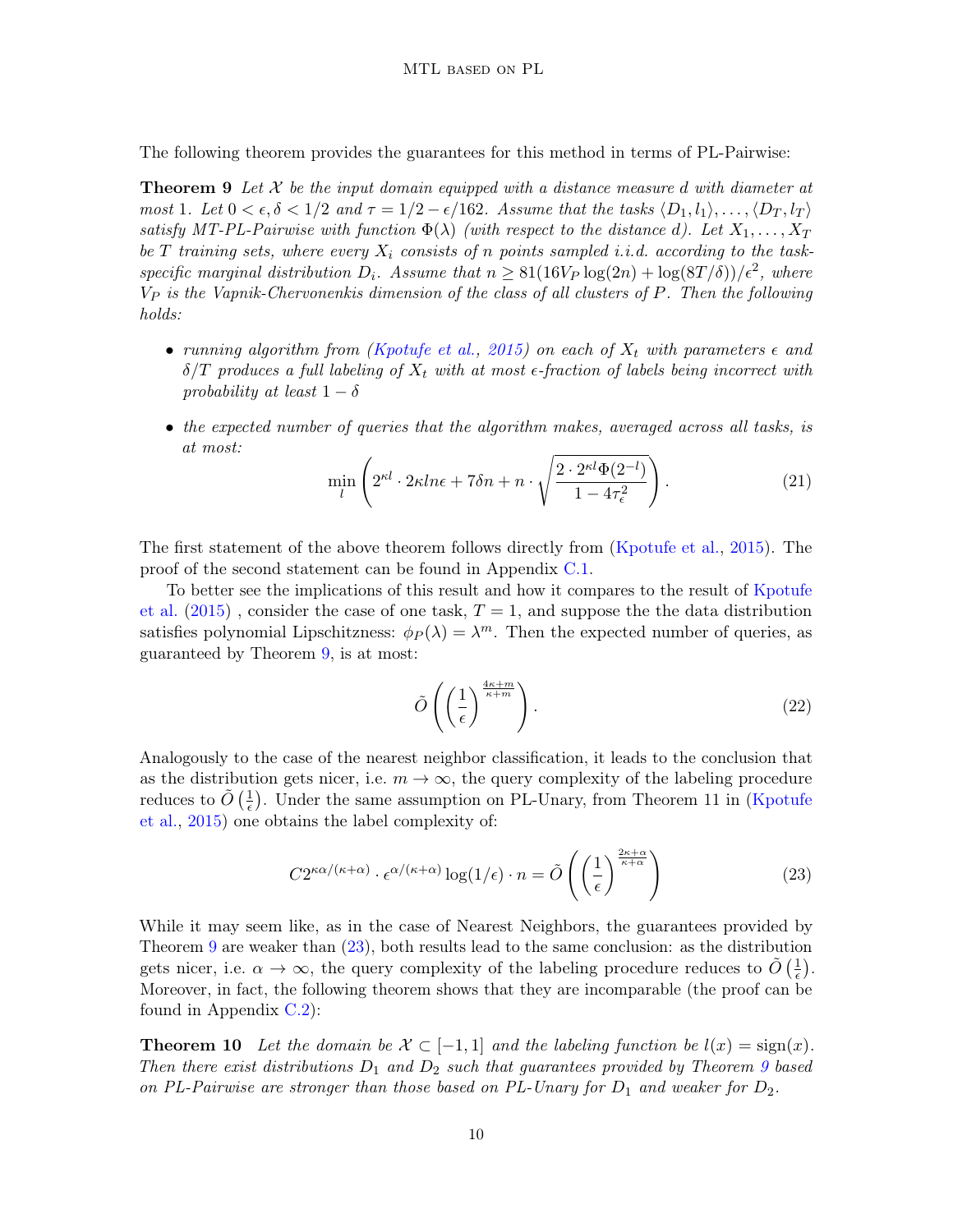The following theorem provides the guarantees for this method in terms of PL-Pairwise:

**Theorem 9** *Let $\mathcal{X}$ be the input domain equipped with a distance measure $d$ with diameter at most 1. Let $0 < \epsilon, \delta < 1/2$ and $\tau = 1/2 - \epsilon/162$. Assume that the tasks $\langle D_1, l_1 \rangle, \ldots, \langle D_T, l_T \rangle$ satisfy MT-PL-Pairwise with function $\Phi(\lambda)$ (with respect to the distance $d$). Let $X_1, \ldots, X_T$ be $T$ training sets, where every $X_i$ consists of $n$ points sampled i.i.d. according to the task-specific marginal distribution $D_i$. Assume that $n \geq 81(16V_P \log(2n) + \log(8T/\delta))/\epsilon^2$, where $V_P$ is the Vapnik-Chervonenkis dimension of the class of all clusters of $P$. Then the following holds:*

- *running algorithm from (Kpotufe et al., 2015) on each of $X_t$ with parameters $\epsilon$ and $\delta/T$ produces a full labeling of $X_t$ with at most $\epsilon$-fraction of labels being incorrect with probability at least $1 - \delta$*
- *the expected number of queries that the algorithm makes, averaged across all tasks, is at most:*

$$\min_l \left( 2^{\kappa l} \cdot 2\kappa l n\epsilon + 7\delta n + n \cdot \sqrt{\frac{2 \cdot 2^{\kappa l}\Phi(2^{-l})}{1 - 4\tau_\epsilon^2}} \right). \tag{21}$$

The first statement of the above theorem follows directly from (Kpotufe et al., 2015). The proof of the second statement can be found in Appendix C.1.

To better see the implications of this result and how it compares to the result of Kpotufe et al. (2015) , consider the case of one task, $T = 1$, and suppose the the data distribution satisfies polynomial Lipschitzness: $\phi_P(\lambda) = \lambda^m$. Then the expected number of queries, as guaranteed by Theorem 9, is at most:

$$\tilde{O}\left(\left(\frac{1}{\epsilon}\right)^{\frac{4\kappa+m}{\kappa+m}}\right). \tag{22}$$

Analogously to the case of the nearest neighbor classification, it leads to the conclusion that as the distribution gets nicer, i.e. $m \to \infty$, the query complexity of the labeling procedure reduces to $\tilde{O}\left(\frac{1}{\epsilon}\right)$. Under the same assumption on PL-Unary, from Theorem 11 in (Kpotufe et al., 2015) one obtains the label complexity of:

$$C2^{\kappa\alpha/(\kappa+\alpha)} \cdot \epsilon^{\alpha/(\kappa+\alpha)} \log(1/\epsilon) \cdot n = \tilde{O}\left(\left(\frac{1}{\epsilon}\right)^{\frac{2\kappa+\alpha}{\kappa+\alpha}}\right) \tag{23}$$

While it may seem like, as in the case of Nearest Neighbors, the guarantees provided by Theorem 9 are weaker than (23), both results lead to the same conclusion: as the distribution gets nicer, i.e. $\alpha \to \infty$, the query complexity of the labeling procedure reduces to $\tilde{O}\left(\frac{1}{\epsilon}\right)$. Moreover, in fact, the following theorem shows that they are incomparable (the proof can be found in Appendix C.2):

**Theorem 10** *Let the domain be $\mathcal{X} \subset [-1, 1]$ and the labeling function be $l(x) = \text{sign}(x)$. Then there exist distributions $D_1$ and $D_2$ such that guarantees provided by Theorem 9 based on PL-Pairwise are stronger than those based on PL-Unary for $D_1$ and weaker for $D_2$.*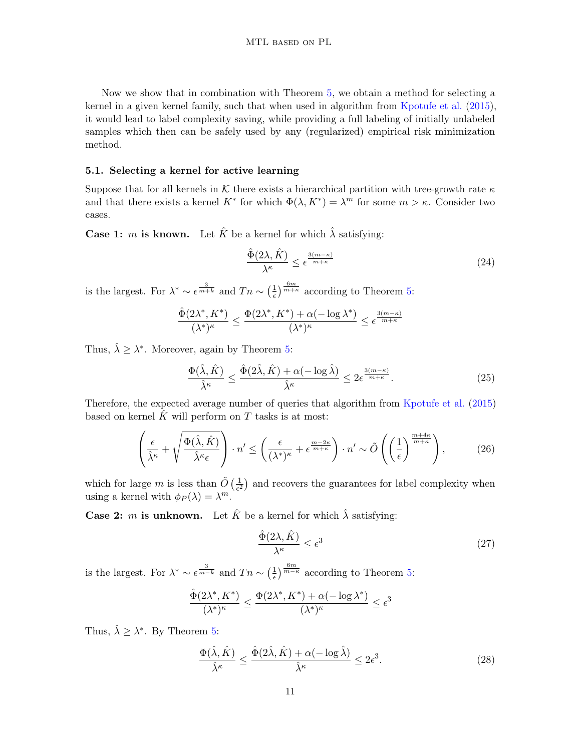Now we show that in combination with Theorem 5, we obtain a method for selecting a kernel in a given kernel family, such that when used in algorithm from Kpotufe et al. (2015), it would lead to label complexity saving, while providing a full labeling of initially unlabeled samples which then can be safely used by any (regularized) empirical risk minimization method.

### 5.1. Selecting a kernel for active learning

Suppose that for all kernels in $\mathcal{K}$ there exists a hierarchical partition with tree-growth rate $\kappa$ and that there exists a kernel $K^*$ for which $\Phi(\lambda, K^*) = \lambda^m$ for some $m > \kappa$. Consider two cases.

**Case 1: $m$ is known.** Let $\hat{K}$ be a kernel for which $\hat{\lambda}$ satisfying:

$$\frac{\hat{\Phi}(2\lambda, \hat{K})}{\lambda^\kappa} \leq \epsilon^{\frac{3(m-\kappa)}{m+\kappa}} \tag{24}$$

is the largest. For $\lambda^* \sim \epsilon^{\frac{3}{m+k}}$ and $Tn \sim \left(\frac{1}{\epsilon}\right)^{\frac{6m}{m+\kappa}}$ according to Theorem 5:

$$\frac{\hat{\Phi}(2\lambda^*, K^*)}{(\lambda^*)^\kappa} \leq \frac{\Phi(2\lambda^*, K^*) + \alpha(-\log \lambda^*)}{(\lambda^*)^\kappa} \leq \epsilon^{\frac{3(m-\kappa)}{m+\kappa}}$$

Thus, $\hat{\lambda} \geq \lambda^*$. Moreover, again by Theorem 5:

$$\frac{\Phi(\hat{\lambda}, \hat{K})}{\hat{\lambda}^\kappa} \leq \frac{\hat{\Phi}(2\hat{\lambda}, \hat{K}) + \alpha(-\log \hat{\lambda})}{\hat{\lambda}^\kappa} \leq 2\epsilon^{\frac{3(m-\kappa)}{m+\kappa}}. \tag{25}$$

Therefore, the expected average number of queries that algorithm from Kpotufe et al. (2015) based on kernel $\hat{K}$ will perform on $T$ tasks is at most:

$$\left(\frac{\epsilon}{\hat{\lambda}^\kappa} + \sqrt{\frac{\Phi(\hat{\lambda}, \hat{K})}{\hat{\lambda}^\kappa \epsilon}}\right) \cdot n' \leq \left(\frac{\epsilon}{(\lambda^*)^\kappa} + \epsilon^{\frac{m-2\kappa}{m+\kappa}}\right) \cdot n' \sim \tilde{O}\left(\left(\frac{1}{\epsilon}\right)^{\frac{m+4\kappa}{m+\kappa}}\right), \tag{26}$$

which for large $m$ is less than $\tilde{O}\left(\frac{1}{\epsilon^2}\right)$ and recovers the guarantees for label complexity when using a kernel with $\phi_P(\lambda) = \lambda^m$.

**Case 2: $m$ is unknown.** Let $\hat{K}$ be a kernel for which $\hat{\lambda}$ satisfying:

$$\frac{\hat{\Phi}(2\lambda, \hat{K})}{\lambda^\kappa} \leq \epsilon^3 \tag{27}$$

is the largest. For $\lambda^* \sim \epsilon^{\frac{3}{m-k}}$ and $Tn \sim \left(\frac{1}{\epsilon}\right)^{\frac{6m}{m-\kappa}}$ according to Theorem 5:

$$\frac{\hat{\Phi}(2\lambda^*, K^*)}{(\lambda^*)^\kappa} \leq \frac{\Phi(2\lambda^*, K^*) + \alpha(-\log \lambda^*)}{(\lambda^*)^\kappa} \leq \epsilon^3$$

Thus, $\hat{\lambda} \geq \lambda^*$. By Theorem 5:

$$\frac{\Phi(\hat{\lambda}, \hat{K})}{\hat{\lambda}^\kappa} \leq \frac{\hat{\Phi}(2\hat{\lambda}, \hat{K}) + \alpha(-\log \hat{\lambda})}{\hat{\lambda}^\kappa} \leq 2\epsilon^3. \tag{28}$$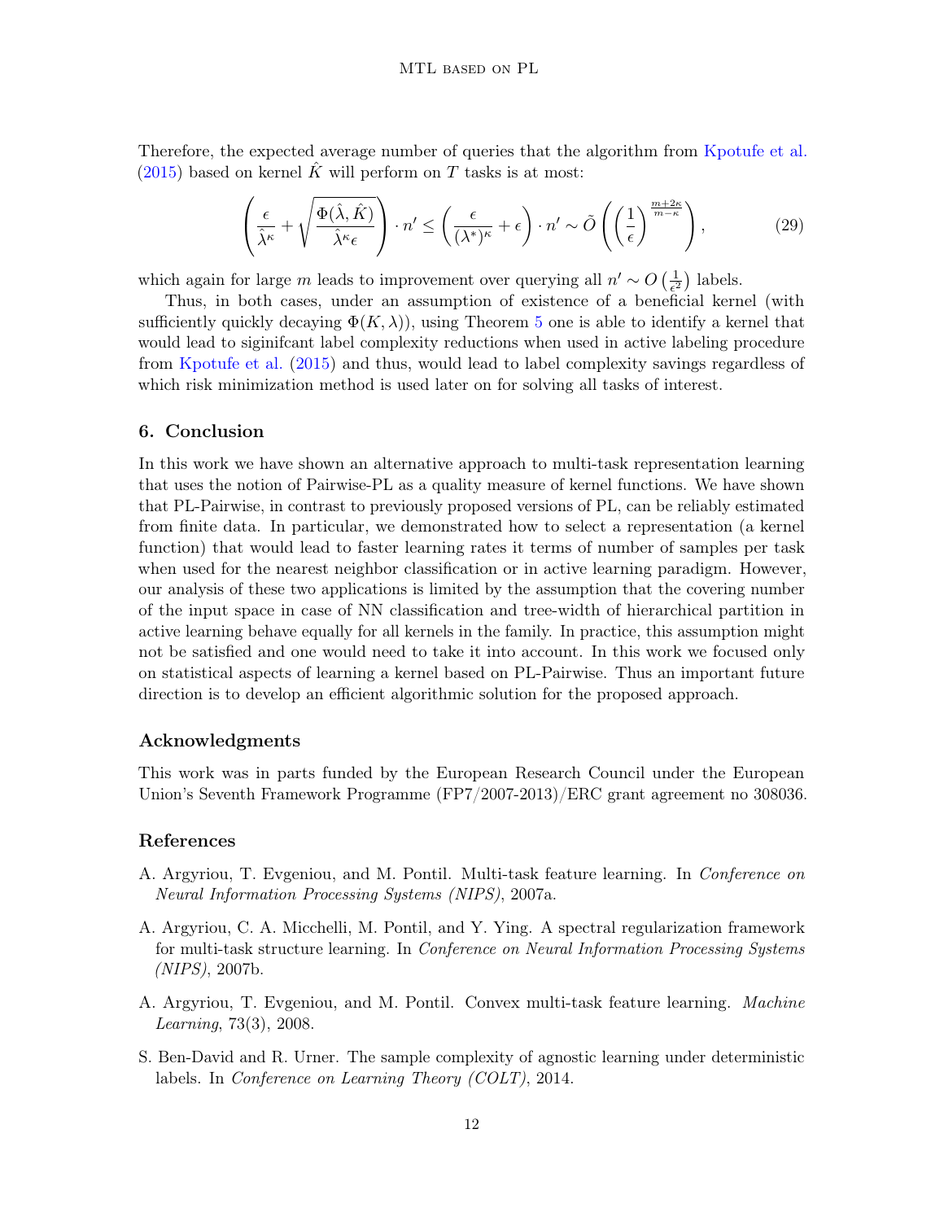Therefore, the expected average number of queries that the algorithm from Kpotufe et al. (2015) based on kernel $\hat{K}$ will perform on $T$ tasks is at most:

$$\left(\frac{\epsilon}{\hat{\lambda}^{\kappa}} + \sqrt{\frac{\Phi(\hat{\lambda}, \hat{K})}{\hat{\lambda}^{\kappa}\epsilon}}\right) \cdot n' \leq \left(\frac{\epsilon}{(\lambda^*)^{\kappa}} + \epsilon\right) \cdot n' \sim \tilde{O}\left(\left(\frac{1}{\epsilon}\right)^{\frac{m+2\kappa}{m-\kappa}}\right), \tag{29}$$

which again for large $m$ leads to improvement over querying all $n' \sim O\left(\frac{1}{\epsilon^2}\right)$ labels.

Thus, in both cases, under an assumption of existence of a beneficial kernel (with sufficiently quickly decaying $\Phi(K, \lambda)$), using Theorem 5 one is able to identify a kernel that would lead to siginifcant label complexity reductions when used in active labeling procedure from Kpotufe et al. (2015) and thus, would lead to label complexity savings regardless of which risk minimization method is used later on for solving all tasks of interest.

## 6. Conclusion

In this work we have shown an alternative approach to multi-task representation learning that uses the notion of Pairwise-PL as a quality measure of kernel functions. We have shown that PL-Pairwise, in contrast to previously proposed versions of PL, can be reliably estimated from finite data. In particular, we demonstrated how to select a representation (a kernel function) that would lead to faster learning rates it terms of number of samples per task when used for the nearest neighbor classification or in active learning paradigm. However, our analysis of these two applications is limited by the assumption that the covering number of the input space in case of NN classification and tree-width of hierarchical partition in active learning behave equally for all kernels in the family. In practice, this assumption might not be satisfied and one would need to take it into account. In this work we focused only on statistical aspects of learning a kernel based on PL-Pairwise. Thus an important future direction is to develop an efficient algorithmic solution for the proposed approach.

### Acknowledgments

This work was in parts funded by the European Research Council under the European Union's Seventh Framework Programme (FP7/2007-2013)/ERC grant agreement no 308036.

### References

A. Argyriou, T. Evgeniou, and M. Pontil. Multi-task feature learning. In *Conference on Neural Information Processing Systems (NIPS)*, 2007a.

A. Argyriou, C. A. Micchelli, M. Pontil, and Y. Ying. A spectral regularization framework for multi-task structure learning. In *Conference on Neural Information Processing Systems (NIPS)*, 2007b.

A. Argyriou, T. Evgeniou, and M. Pontil. Convex multi-task feature learning. *Machine Learning*, 73(3), 2008.

S. Ben-David and R. Urner. The sample complexity of agnostic learning under deterministic labels. In *Conference on Learning Theory (COLT)*, 2014.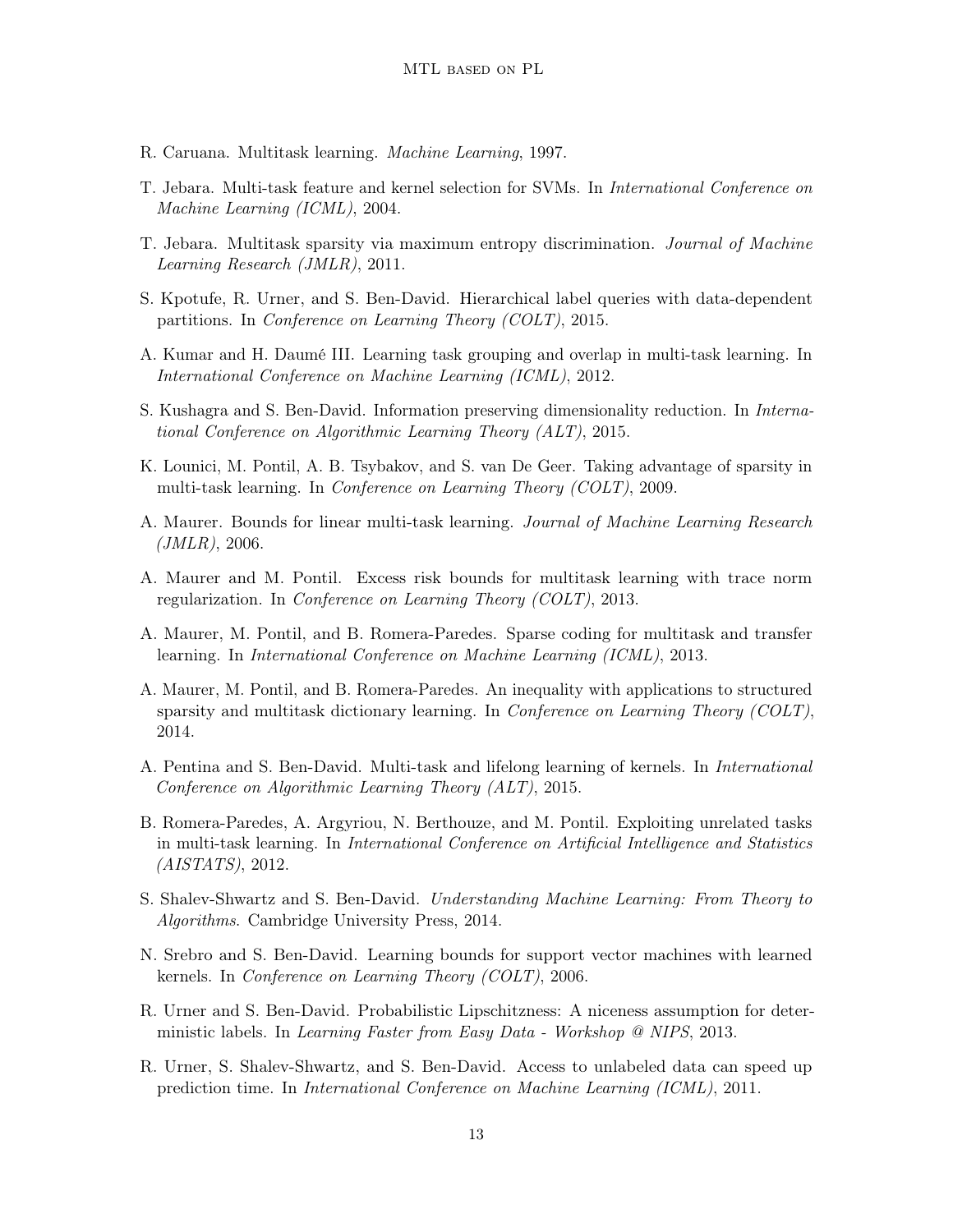R. Caruana. Multitask learning. *Machine Learning*, 1997.

T. Jebara. Multi-task feature and kernel selection for SVMs. In *International Conference on Machine Learning (ICML)*, 2004.

T. Jebara. Multitask sparsity via maximum entropy discrimination. *Journal of Machine Learning Research (JMLR)*, 2011.

S. Kpotufe, R. Urner, and S. Ben-David. Hierarchical label queries with data-dependent partitions. In *Conference on Learning Theory (COLT)*, 2015.

A. Kumar and H. Daumé III. Learning task grouping and overlap in multi-task learning. In *International Conference on Machine Learning (ICML)*, 2012.

S. Kushagra and S. Ben-David. Information preserving dimensionality reduction. In *International Conference on Algorithmic Learning Theory (ALT)*, 2015.

K. Lounici, M. Pontil, A. B. Tsybakov, and S. van De Geer. Taking advantage of sparsity in multi-task learning. In *Conference on Learning Theory (COLT)*, 2009.

A. Maurer. Bounds for linear multi-task learning. *Journal of Machine Learning Research (JMLR)*, 2006.

A. Maurer and M. Pontil. Excess risk bounds for multitask learning with trace norm regularization. In *Conference on Learning Theory (COLT)*, 2013.

A. Maurer, M. Pontil, and B. Romera-Paredes. Sparse coding for multitask and transfer learning. In *International Conference on Machine Learning (ICML)*, 2013.

A. Maurer, M. Pontil, and B. Romera-Paredes. An inequality with applications to structured sparsity and multitask dictionary learning. In *Conference on Learning Theory (COLT)*, 2014.

A. Pentina and S. Ben-David. Multi-task and lifelong learning of kernels. In *International Conference on Algorithmic Learning Theory (ALT)*, 2015.

B. Romera-Paredes, A. Argyriou, N. Berthouze, and M. Pontil. Exploiting unrelated tasks in multi-task learning. In *International Conference on Artificial Intelligence and Statistics (AISTATS)*, 2012.

S. Shalev-Shwartz and S. Ben-David. *Understanding Machine Learning: From Theory to Algorithms*. Cambridge University Press, 2014.

N. Srebro and S. Ben-David. Learning bounds for support vector machines with learned kernels. In *Conference on Learning Theory (COLT)*, 2006.

R. Urner and S. Ben-David. Probabilistic Lipschitzness: A niceness assumption for deterministic labels. In *Learning Faster from Easy Data - Workshop @ NIPS*, 2013.

R. Urner, S. Shalev-Shwartz, and S. Ben-David. Access to unlabeled data can speed up prediction time. In *International Conference on Machine Learning (ICML)*, 2011.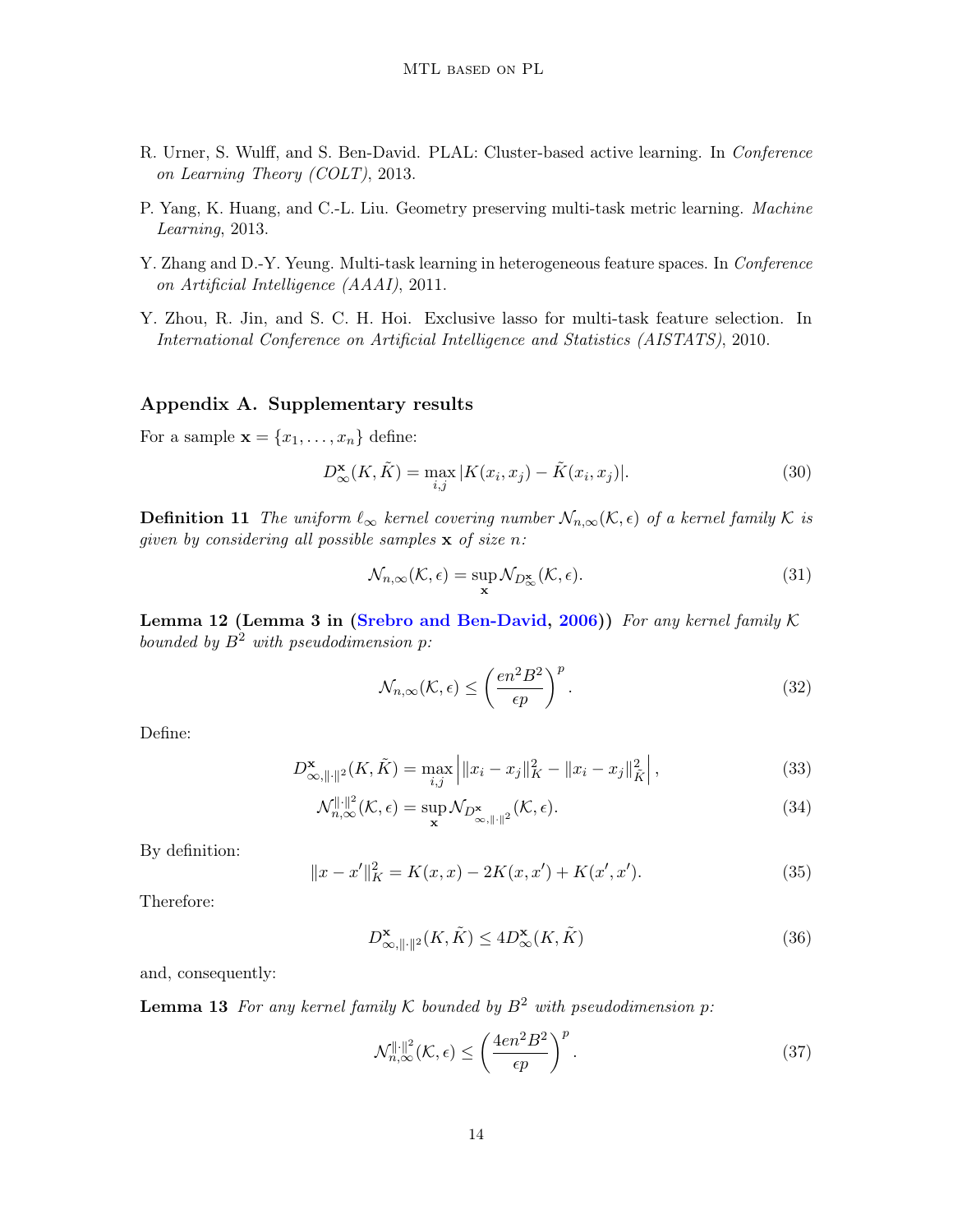R. Urner, S. Wulff, and S. Ben-David. PLAL: Cluster-based active learning. In *Conference on Learning Theory (COLT)*, 2013.

P. Yang, K. Huang, and C.-L. Liu. Geometry preserving multi-task metric learning. *Machine Learning*, 2013.

Y. Zhang and D.-Y. Yeung. Multi-task learning in heterogeneous feature spaces. In *Conference on Artificial Intelligence (AAAI)*, 2011.

Y. Zhou, R. Jin, and S. C. H. Hoi. Exclusive lasso for multi-task feature selection. In *International Conference on Artificial Intelligence and Statistics (AISTATS)*, 2010.

## Appendix A. Supplementary results

For a sample $\mathbf{x} = \{x_1, \ldots, x_n\}$ define:

$$D^{\mathbf{x}}_{\infty}(K, \tilde{K}) = \max_{i,j} |K(x_i, x_j) - \tilde{K}(x_i, x_j)|. \tag{30}$$

**Definition 11** *The uniform $\ell_\infty$ kernel covering number $\mathcal{N}_{n,\infty}(\mathcal{K}, \epsilon)$ of a kernel family $\mathcal{K}$ is given by considering all possible samples $\mathbf{x}$ of size $n$:*

$$\mathcal{N}_{n,\infty}(\mathcal{K}, \epsilon) = \sup_{\mathbf{x}} \mathcal{N}_{D^{\mathbf{x}}_{\infty}}(\mathcal{K}, \epsilon). \tag{31}$$

**Lemma 12 (Lemma 3 in (Srebro and Ben-David, 2006))** *For any kernel family $\mathcal{K}$ bounded by $B^2$ with pseudodimension $p$:*

$$\mathcal{N}_{n,\infty}(\mathcal{K}, \epsilon) \leq \left( \frac{en^2 B^2}{\epsilon p} \right)^p. \tag{32}$$

Define:

$$D^{\mathbf{x}}_{\infty, \|\cdot\|^2}(K, \tilde{K}) = \max_{i,j} \left| \|x_i - x_j\|^2_K - \|x_i - x_j\|^2_{\tilde{K}} \right|, \tag{33}$$

$$\mathcal{N}^{\|\cdot\|^2}_{n,\infty}(\mathcal{K}, \epsilon) = \sup_{\mathbf{x}} \mathcal{N}_{D^{\mathbf{x}}_{\infty, \|\cdot\|^2}}(\mathcal{K}, \epsilon). \tag{34}$$

By definition:

$$\|x - x'\|^2_K = K(x, x) - 2K(x, x') + K(x', x'). \tag{35}$$

Therefore:

$$D^{\mathbf{x}}_{\infty, \|\cdot\|^2}(K, \tilde{K}) \leq 4 D^{\mathbf{x}}_{\infty}(K, \tilde{K}) \tag{36}$$

and, consequently:

**Lemma 13** *For any kernel family $\mathcal{K}$ bounded by $B^2$ with pseudodimension $p$:*

$$\mathcal{N}^{\|\cdot\|^2}_{n,\infty}(\mathcal{K}, \epsilon) \leq \left( \frac{4en^2 B^2}{\epsilon p} \right)^p. \tag{37}$$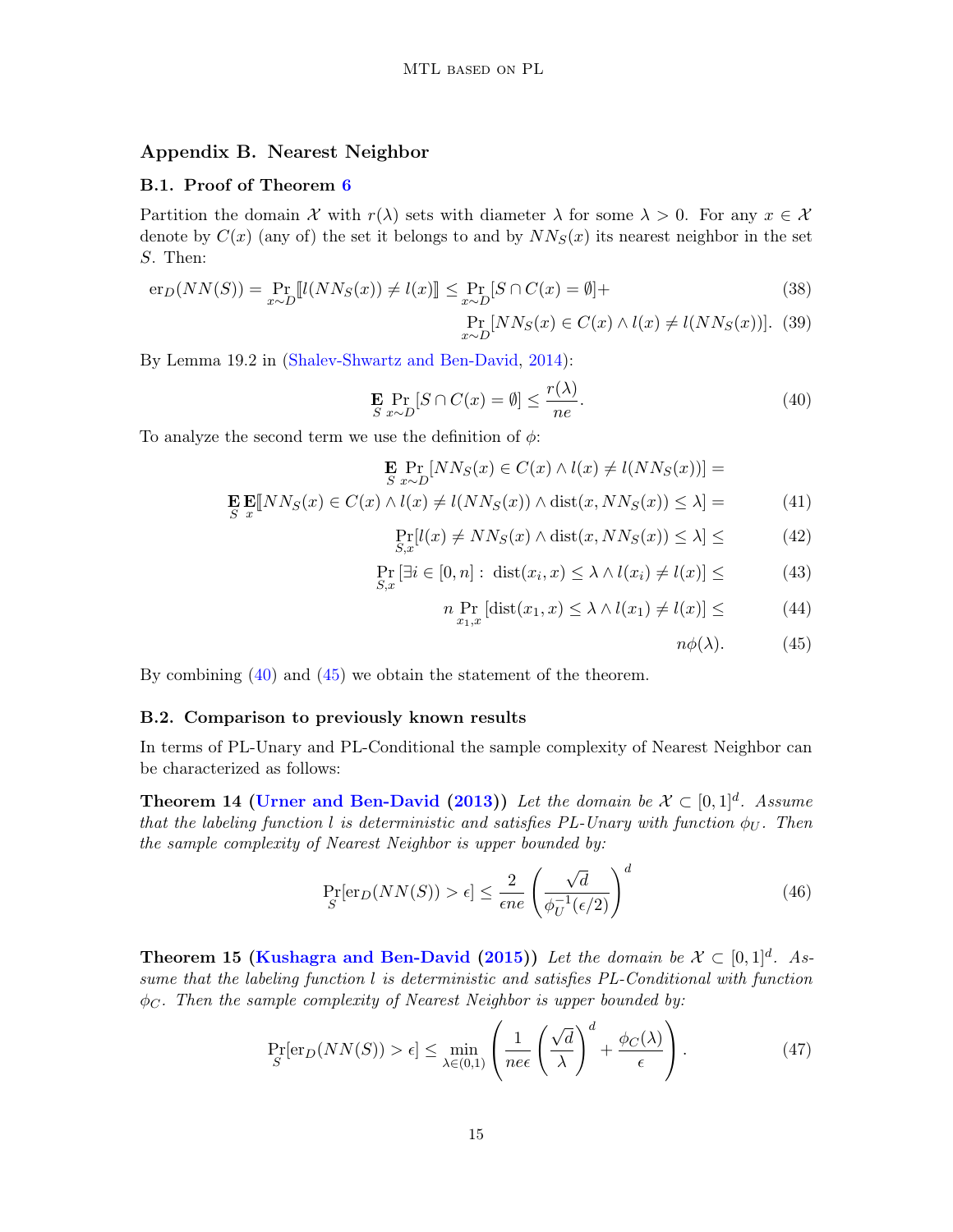## Appendix B. Nearest Neighbor

### B.1. Proof of Theorem 6

Partition the domain $\mathcal{X}$ with $r(\lambda)$ sets with diameter $\lambda$ for some $\lambda > 0$. For any $x \in \mathcal{X}$ denote by $C(x)$ (any of) the set it belongs to and by $NN_S(x)$ its nearest neighbor in the set $S$. Then:

$$\mathrm{er}_D(NN(S)) = \Pr_{x \sim D}[\![l(NN_S(x)) \neq l(x)]\!] \leq \Pr_{x \sim D}[S \cap C(x) = \emptyset] + \tag{38}$$

$$\Pr_{x \sim D}[NN_S(x) \in C(x) \wedge l(x) \neq l(NN_S(x))]. \tag{39}$$

By Lemma 19.2 in (Shalev-Shwartz and Ben-David, 2014):

$$\mathop{\mathbf{E}}_{S} \Pr_{x \sim D}[S \cap C(x) = \emptyset] \leq \frac{r(\lambda)}{ne}. \tag{40}$$

To analyze the second term we use the definition of $\phi$:

$$\mathop{\mathbf{E}}_{S} \Pr_{x \sim D}[NN_S(x) \in C(x) \wedge l(x) \neq l(NN_S(x))] =$$

$$\mathop{\mathbf{E}}_{S} \mathop{\mathbf{E}}_{x}[\![NN_S(x) \in C(x) \wedge l(x) \neq l(NN_S(x)) \wedge \mathrm{dist}(x, NN_S(x)) \leq \lambda]\!] = \tag{41}$$

$$\Pr_{S,x}[l(x) \neq NN_S(x) \wedge \mathrm{dist}(x, NN_S(x)) \leq \lambda] \leq \tag{42}$$

$$\Pr_{S,x}[\exists i \in [0, n] : \ \mathrm{dist}(x_i, x) \leq \lambda \wedge l(x_i) \neq l(x)] \leq \tag{43}$$

$$n \Pr_{x_1, x}[\mathrm{dist}(x_1, x) \leq \lambda \wedge l(x_1) \neq l(x)] \leq \tag{44}$$

$$n\phi(\lambda). \tag{45}$$

By combining (40) and (45) we obtain the statement of the theorem.

### B.2. Comparison to previously known results

In terms of PL-Unary and PL-Conditional the sample complexity of Nearest Neighbor can be characterized as follows:

**Theorem 14 (Urner and Ben-David (2013))** *Let the domain be $\mathcal{X} \subset [0, 1]^d$. Assume that the labeling function $l$ is deterministic and satisfies PL-Unary with function $\phi_U$. Then the sample complexity of Nearest Neighbor is upper bounded by:*

$$\Pr_{S}[\mathrm{er}_D(NN(S)) > \epsilon] \leq \frac{2}{\epsilon n e} \left( \frac{\sqrt{d}}{\phi_U^{-1}(\epsilon/2)} \right)^d \tag{46}$$

**Theorem 15 (Kushagra and Ben-David (2015))** *Let the domain be $\mathcal{X} \subset [0, 1]^d$. Assume that the labeling function $l$ is deterministic and satisfies PL-Conditional with function $\phi_C$. Then the sample complexity of Nearest Neighbor is upper bounded by:*

$$\Pr_{S}[\mathrm{er}_D(NN(S)) > \epsilon] \leq \min_{\lambda \in (0,1)} \left( \frac{1}{ne\epsilon} \left( \frac{\sqrt{d}}{\lambda} \right)^d + \frac{\phi_C(\lambda)}{\epsilon} \right). \tag{47}$$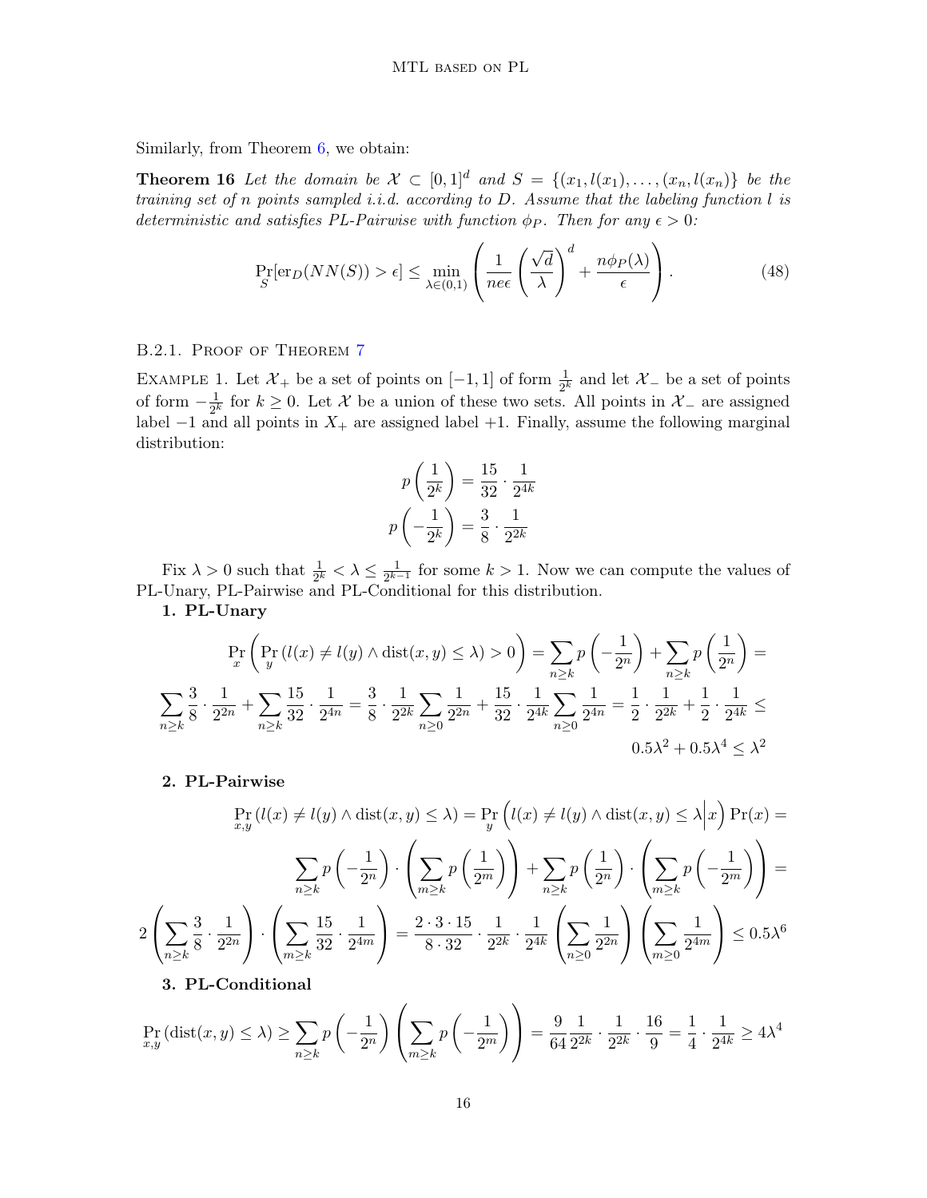Similarly, from Theorem 6, we obtain:

**Theorem 16** *Let the domain be $\mathcal{X} \subset [0,1]^d$ and $S = \{(x_1, l(x_1), \ldots, (x_n, l(x_n)\}$ be the training set of $n$ points sampled i.i.d. according to $D$. Assume that the labeling function $l$ is deterministic and satisfies PL-Pairwise with function $\phi_P$. Then for any $\epsilon > 0$:*

$$\Pr_S[\mathrm{er}_D(NN(S)) > \epsilon] \leq \min_{\lambda \in (0,1)} \left( \frac{1}{ne\epsilon} \left( \frac{\sqrt{d}}{\lambda} \right)^d + \frac{n\phi_P(\lambda)}{\epsilon} \right). \tag{48}$$

### B.2.1. Proof of Theorem 7

Example 1. Let $\mathcal{X}_+$ be a set of points on $[-1,1]$ of form $\frac{1}{2^k}$ and let $\mathcal{X}_-$ be a set of points of form $-\frac{1}{2^k}$ for $k \geq 0$. Let $\mathcal{X}$ be a union of these two sets. All points in $\mathcal{X}_-$ are assigned label $-1$ and all points in $X_+$ are assigned label $+1$. Finally, assume the following marginal distribution:

$$p\left(\frac{1}{2^k}\right) = \frac{15}{32} \cdot \frac{1}{2^{4k}}$$
$$p\left(-\frac{1}{2^k}\right) = \frac{3}{8} \cdot \frac{1}{2^{2k}}$$

Fix $\lambda > 0$ such that $\frac{1}{2^k} < \lambda \leq \frac{1}{2^{k-1}}$ for some $k > 1$. Now we can compute the values of PL-Unary, PL-Pairwise and PL-Conditional for this distribution.

**1. PL-Unary**

$$\Pr_x \left( \Pr_y \left( l(x) \neq l(y) \wedge \mathrm{dist}(x,y) \leq \lambda \right) > 0 \right) = \sum_{n \geq k} p\left(-\frac{1}{2^n}\right) + \sum_{n \geq k} p\left(\frac{1}{2^n}\right) =$$
$$\sum_{n \geq k} \frac{3}{8} \cdot \frac{1}{2^{2n}} + \sum_{n \geq k} \frac{15}{32} \cdot \frac{1}{2^{4n}} = \frac{3}{8} \cdot \frac{1}{2^{2k}} \sum_{n \geq 0} \frac{1}{2^{2n}} + \frac{15}{32} \cdot \frac{1}{2^{4k}} \sum_{n \geq 0} \frac{1}{2^{4n}} = \frac{1}{2} \cdot \frac{1}{2^{2k}} + \frac{1}{2} \cdot \frac{1}{2^{4k}} \leq$$
$$0.5\lambda^2 + 0.5\lambda^4 \leq \lambda^2$$

**2. PL-Pairwise**

$$\Pr_{x,y} \left( l(x) \neq l(y) \wedge \mathrm{dist}(x,y) \leq \lambda \right) = \Pr_y \left( l(x) \neq l(y) \wedge \mathrm{dist}(x,y) \leq \lambda \middle| x \right) \Pr(x) =$$
$$\sum_{n \geq k} p\left(-\frac{1}{2^n}\right) \cdot \left( \sum_{m \geq k} p\left(\frac{1}{2^m}\right) \right) + \sum_{n \geq k} p\left(\frac{1}{2^n}\right) \cdot \left( \sum_{m \geq k} p\left(-\frac{1}{2^m}\right) \right) =$$
$$2 \left( \sum_{n \geq k} \frac{3}{8} \cdot \frac{1}{2^{2n}} \right) \cdot \left( \sum_{m \geq k} \frac{15}{32} \cdot \frac{1}{2^{4m}} \right) = \frac{2 \cdot 3 \cdot 15}{8 \cdot 32} \cdot \frac{1}{2^{2k}} \cdot \frac{1}{2^{4k}} \left( \sum_{n \geq 0} \frac{1}{2^{2n}} \right) \left( \sum_{m \geq 0} \frac{1}{2^{4m}} \right) \leq 0.5\lambda^6$$

**3. PL-Conditional**

$$\Pr_{x,y} \left( \mathrm{dist}(x,y) \leq \lambda \right) \geq \sum_{n \geq k} p\left(-\frac{1}{2^n}\right) \left( \sum_{m \geq k} p\left(-\frac{1}{2^m}\right) \right) = \frac{9}{64} \frac{1}{2^{2k}} \cdot \frac{1}{2^{2k}} \cdot \frac{16}{9} = \frac{1}{4} \cdot \frac{1}{2^{4k}} \geq 4\lambda^4$$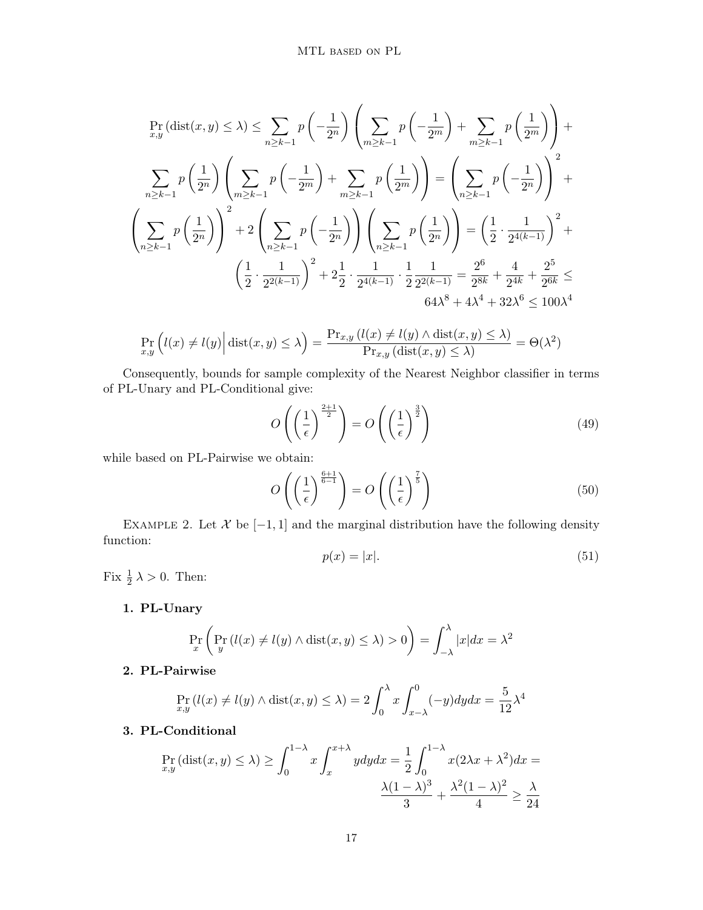$$
\Pr_{x,y}(\mathrm{dist}(x,y) \leq \lambda) \leq \sum_{n \geq k-1} p\left(-\frac{1}{2^n}\right)\left(\sum_{m \geq k-1} p\left(-\frac{1}{2^m}\right) + \sum_{m \geq k-1} p\left(\frac{1}{2^m}\right)\right) +
$$

$$
\sum_{n \geq k-1} p\left(\frac{1}{2^n}\right)\left(\sum_{m \geq k-1} p\left(-\frac{1}{2^m}\right) + \sum_{m \geq k-1} p\left(\frac{1}{2^m}\right)\right) = \left(\sum_{n \geq k-1} p\left(-\frac{1}{2^n}\right)\right)^2 +
$$

$$
\left(\sum_{n \geq k-1} p\left(\frac{1}{2^n}\right)\right)^2 + 2\left(\sum_{n \geq k-1} p\left(-\frac{1}{2^n}\right)\right)\left(\sum_{n \geq k-1} p\left(\frac{1}{2^n}\right)\right) = \left(\frac{1}{2}\cdot\frac{1}{2^{4(k-1)}}\right)^2 +
$$

$$
\left(\frac{1}{2}\cdot\frac{1}{2^{2(k-1)}}\right)^2 + 2\frac{1}{2}\cdot\frac{1}{2^{4(k-1)}}\cdot\frac{1}{2}\frac{1}{2^{2(k-1)}} = \frac{2^6}{2^{8k}} + \frac{4}{2^{4k}} + \frac{2^5}{2^{6k}} \leq
$$

$$
64\lambda^8 + 4\lambda^4 + 32\lambda^6 \leq 100\lambda^4
$$

$$
\Pr_{x,y}\left(l(x) \neq l(y) \middle| \mathrm{dist}(x,y) \leq \lambda\right) = \frac{\Pr_{x,y}(l(x) \neq l(y) \wedge \mathrm{dist}(x,y) \leq \lambda)}{\Pr_{x,y}(\mathrm{dist}(x,y) \leq \lambda)} = \Theta(\lambda^2)
$$

Consequently, bounds for sample complexity of the Nearest Neighbor classifier in terms of PL-Unary and PL-Conditional give:

$$
O\left(\left(\frac{1}{\epsilon}\right)^{\frac{2+1}{2}}\right) = O\left(\left(\frac{1}{\epsilon}\right)^{\frac{3}{2}}\right) \tag{49}
$$

while based on PL-Pairwise we obtain:

$$
O\left(\left(\frac{1}{\epsilon}\right)^{\frac{6+1}{6-1}}\right) = O\left(\left(\frac{1}{\epsilon}\right)^{\frac{7}{5}}\right) \tag{50}
$$

Example 2. Let $\mathcal{X}$ be $[-1,1]$ and the marginal distribution have the following density function:

$$
p(x) = |x|. \tag{51}
$$

Fix $\frac{1}{2}\,\lambda > 0$. Then:

**1. PL-Unary**

$$
\Pr_x\left(\Pr_y(l(x) \neq l(y) \wedge \mathrm{dist}(x,y) \leq \lambda) > 0\right) = \int_{-\lambda}^{\lambda} |x| dx = \lambda^2
$$

**2. PL-Pairwise**

$$
\Pr_{x,y}(l(x) \neq l(y) \wedge \mathrm{dist}(x,y) \leq \lambda) = 2\int_0^{\lambda} x \int_{x-\lambda}^{0} (-y) dy dx = \frac{5}{12}\lambda^4
$$

**3. PL-Conditional**

$$
\Pr_{x,y}(\mathrm{dist}(x,y) \leq \lambda) \geq \int_0^{1-\lambda} x \int_x^{x+\lambda} y dy dx = \frac{1}{2}\int_0^{1-\lambda} x(2\lambda x + \lambda^2) dx =
$$

$$
\frac{\lambda(1-\lambda)^3}{3} + \frac{\lambda^2(1-\lambda)^2}{4} \geq \frac{\lambda}{24}
$$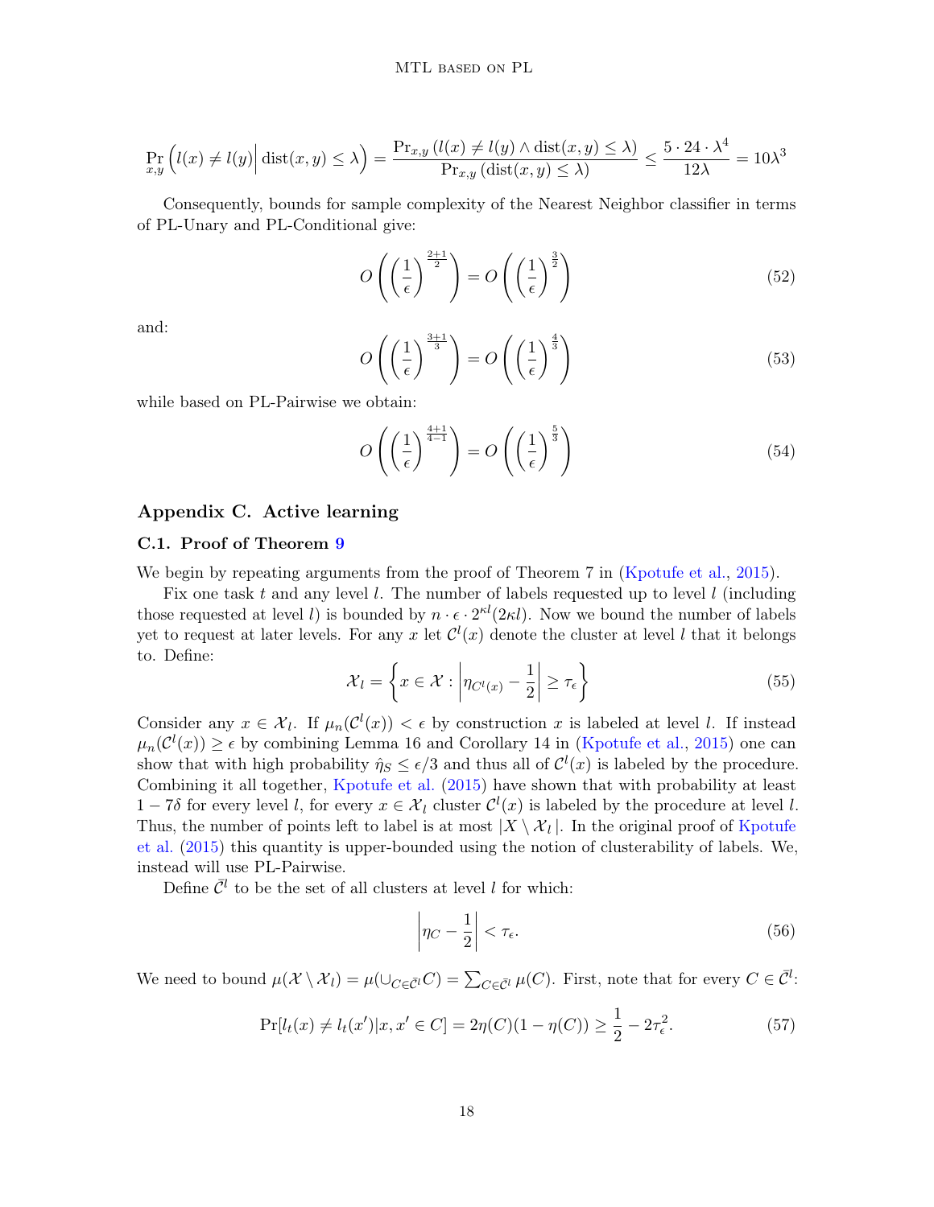$$\Pr_{x,y}\left(l(x) \neq l(y) \Big| \operatorname{dist}(x,y) \leq \lambda\right) = \frac{\Pr_{x,y}\left(l(x) \neq l(y) \wedge \operatorname{dist}(x,y) \leq \lambda\right)}{\Pr_{x,y}\left(\operatorname{dist}(x,y) \leq \lambda\right)} \leq \frac{5 \cdot 24 \cdot \lambda^4}{12\lambda} = 10\lambda^3$$

Consequently, bounds for sample complexity of the Nearest Neighbor classifier in terms of PL-Unary and PL-Conditional give:

$$O\left(\left(\frac{1}{\epsilon}\right)^{\frac{2+1}{2}}\right) = O\left(\left(\frac{1}{\epsilon}\right)^{\frac{3}{2}}\right) \tag{52}$$

and:

$$O\left(\left(\frac{1}{\epsilon}\right)^{\frac{3+1}{3}}\right) = O\left(\left(\frac{1}{\epsilon}\right)^{\frac{4}{3}}\right) \tag{53}$$

while based on PL-Pairwise we obtain:

$$O\left(\left(\frac{1}{\epsilon}\right)^{\frac{4+1}{4-1}}\right) = O\left(\left(\frac{1}{\epsilon}\right)^{\frac{5}{3}}\right) \tag{54}$$

## Appendix C. Active learning

### C.1. Proof of Theorem 9

We begin by repeating arguments from the proof of Theorem 7 in (Kpotufe et al., 2015).

Fix one task $t$ and any level $l$. The number of labels requested up to level $l$ (including those requested at level $l$) is bounded by $n \cdot \epsilon \cdot 2^{\kappa l}(2\kappa l)$. Now we bound the number of labels yet to request at later levels. For any $x$ let $\mathcal{C}^l(x)$ denote the cluster at level $l$ that it belongs to. Define:

$$\mathcal{X}_l = \left\{x \in \mathcal{X} : \left|\eta_{\mathcal{C}^l(x)} - \frac{1}{2}\right| \geq \tau_\epsilon\right\} \tag{55}$$

Consider any $x \in \mathcal{X}_l$. If $\mu_n(\mathcal{C}^l(x)) < \epsilon$ by construction $x$ is labeled at level $l$. If instead $\mu_n(\mathcal{C}^l(x)) \geq \epsilon$ by combining Lemma 16 and Corollary 14 in (Kpotufe et al., 2015) one can show that with high probability $\hat{\eta}_S \leq \epsilon/3$ and thus all of $\mathcal{C}^l(x)$ is labeled by the procedure. Combining it all together, Kpotufe et al. (2015) have shown that with probability at least $1 - 7\delta$ for every level $l$, for every $x \in \mathcal{X}_l$ cluster $\mathcal{C}^l(x)$ is labeled by the procedure at level $l$. Thus, the number of points left to label is at most $|X \setminus \mathcal{X}_l|$. In the original proof of Kpotufe et al. (2015) this quantity is upper-bounded using the notion of clusterability of labels. We, instead will use PL-Pairwise.

Define $\bar{\mathcal{C}}^l$ to be the set of all clusters at level $l$ for which:

$$\left|\eta_C - \frac{1}{2}\right| < \tau_\epsilon. \tag{56}$$

We need to bound $\mu(\mathcal{X} \setminus \mathcal{X}_l) = \mu(\cup_{C \in \bar{\mathcal{C}}^l} C) = \sum_{C \in \bar{\mathcal{C}}^l} \mu(C)$. First, note that for every $C \in \bar{\mathcal{C}}^l$:

$$\Pr[l_t(x) \neq l_t(x') | x, x' \in C] = 2\eta(C)(1 - \eta(C)) \geq \frac{1}{2} - 2\tau_\epsilon^2. \tag{57}$$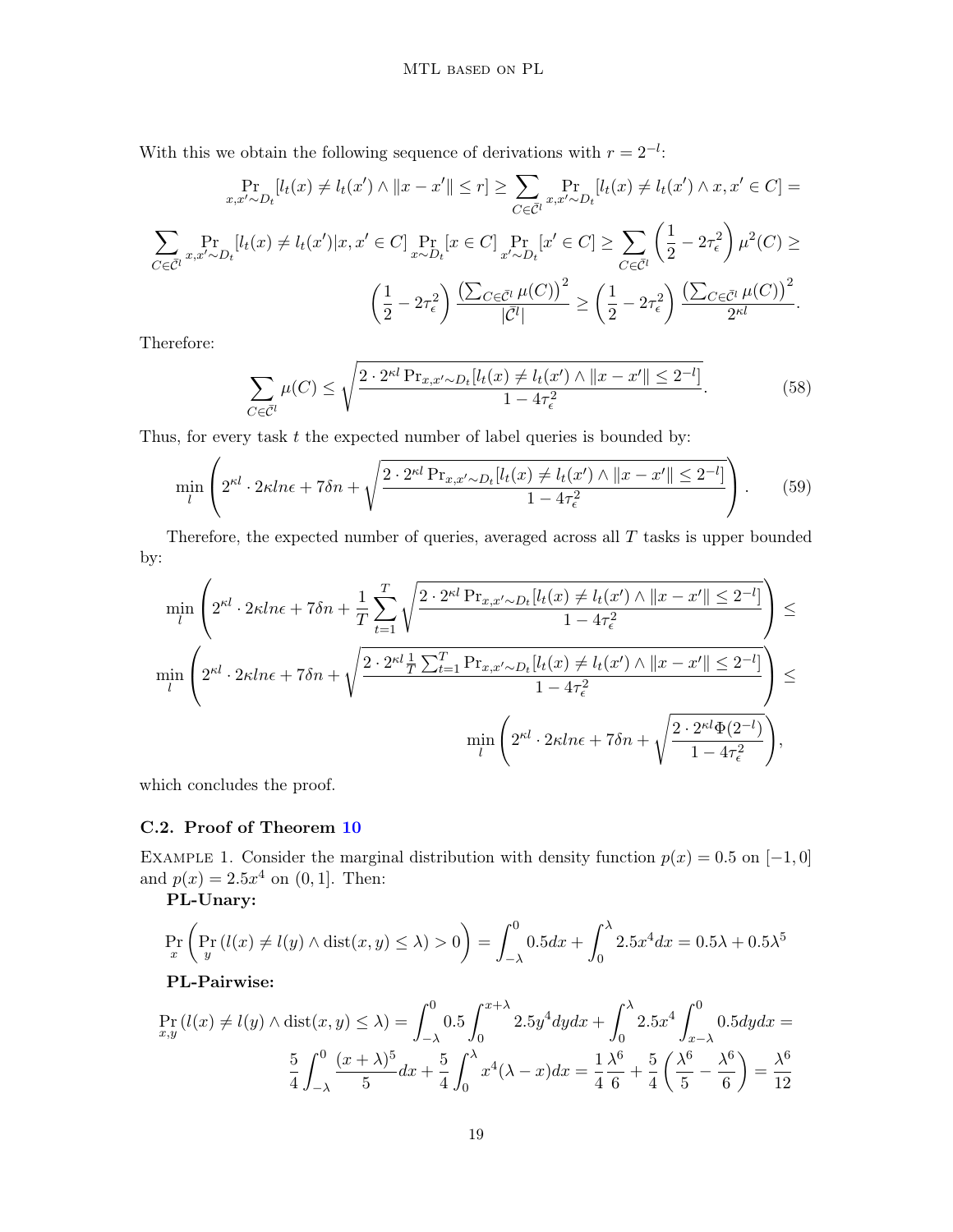With this we obtain the following sequence of derivations with $r = 2^{-l}$:

$$\Pr_{x,x'\sim D_t}[l_t(x) \neq l_t(x') \wedge \|x - x'\| \leq r] \geq \sum_{C\in\bar{\mathcal{C}}^l} \Pr_{x,x'\sim D_t}[l_t(x) \neq l_t(x') \wedge x, x' \in C] =$$

$$\sum_{C\in\bar{\mathcal{C}}^l} \Pr_{x,x'\sim D_t}[l_t(x) \neq l_t(x') | x, x' \in C] \Pr_{x\sim D_t}[x \in C] \Pr_{x'\sim D_t}[x' \in C] \geq \sum_{C\in\bar{\mathcal{C}}^l} \left(\frac{1}{2} - 2\tau_\epsilon^2\right) \mu^2(C) \geq$$

$$\left(\frac{1}{2} - 2\tau_\epsilon^2\right) \frac{\left(\sum_{C\in\bar{\mathcal{C}}^l} \mu(C)\right)^2}{|\bar{\mathcal{C}}^l|} \geq \left(\frac{1}{2} - 2\tau_\epsilon^2\right) \frac{\left(\sum_{C\in\bar{\mathcal{C}}^l} \mu(C)\right)^2}{2^{\kappa l}}.$$

Therefore:

$$\sum_{C\in\bar{\mathcal{C}}^l} \mu(C) \leq \sqrt{\frac{2 \cdot 2^{\kappa l} \Pr_{x,x'\sim D_t}[l_t(x) \neq l_t(x') \wedge \|x - x'\| \leq 2^{-l}]}{1 - 4\tau_\epsilon^2}}. \tag{58}$$

Thus, for every task $t$ the expected number of label queries is bounded by:

$$\min_l \left(2^{\kappa l} \cdot 2\kappa ln\epsilon + 7\delta n + \sqrt{\frac{2 \cdot 2^{\kappa l} \Pr_{x,x'\sim D_t}[l_t(x) \neq l_t(x') \wedge \|x - x'\| \leq 2^{-l}]}{1 - 4\tau_\epsilon^2}}\right). \tag{59}$$

Therefore, the expected number of queries, averaged across all $T$ tasks is upper bounded by:

$$\min_l \left(2^{\kappa l} \cdot 2\kappa ln\epsilon + 7\delta n + \frac{1}{T}\sum_{t=1}^{T} \sqrt{\frac{2 \cdot 2^{\kappa l} \Pr_{x,x'\sim D_t}[l_t(x) \neq l_t(x') \wedge \|x - x'\| \leq 2^{-l}]}{1 - 4\tau_\epsilon^2}}\right) \leq$$

$$\min_l \left(2^{\kappa l} \cdot 2\kappa ln\epsilon + 7\delta n + \sqrt{\frac{2 \cdot 2^{\kappa l} \frac{1}{T}\sum_{t=1}^{T} \Pr_{x,x'\sim D_t}[l_t(x) \neq l_t(x') \wedge \|x - x'\| \leq 2^{-l}]}{1 - 4\tau_\epsilon^2}}\right) \leq$$

$$\min_l \left(2^{\kappa l} \cdot 2\kappa ln\epsilon + 7\delta n + \sqrt{\frac{2 \cdot 2^{\kappa l}\Phi(2^{-l})}{1 - 4\tau_\epsilon^2}}\right),$$

which concludes the proof.

### C.2. Proof of Theorem 10

Example 1. Consider the marginal distribution with density function $p(x) = 0.5$ on $[-1, 0]$ and $p(x) = 2.5x^4$ on $(0, 1]$. Then:

**PL-Unary:**

$$\Pr_x \left(\Pr_y \left(l(x) \neq l(y) \wedge \text{dist}(x, y) \leq \lambda\right) > 0\right) = \int_{-\lambda}^{0} 0.5dx + \int_0^{\lambda} 2.5x^4 dx = 0.5\lambda + 0.5\lambda^5$$

**PL-Pairwise:**

$$\Pr_{x,y}\left(l(x) \neq l(y) \wedge \text{dist}(x, y) \leq \lambda\right) = \int_{-\lambda}^{0} 0.5 \int_0^{x+\lambda} 2.5y^4 dydx + \int_0^{\lambda} 2.5x^4 \int_{x-\lambda}^{0} 0.5dydx =$$

$$\frac{5}{4}\int_{-\lambda}^{0} \frac{(x+\lambda)^5}{5}dx + \frac{5}{4}\int_0^{\lambda} x^4(\lambda - x)dx = \frac{1}{4}\frac{\lambda^6}{6} + \frac{5}{4}\left(\frac{\lambda^6}{5} - \frac{\lambda^6}{6}\right) = \frac{\lambda^6}{12}$$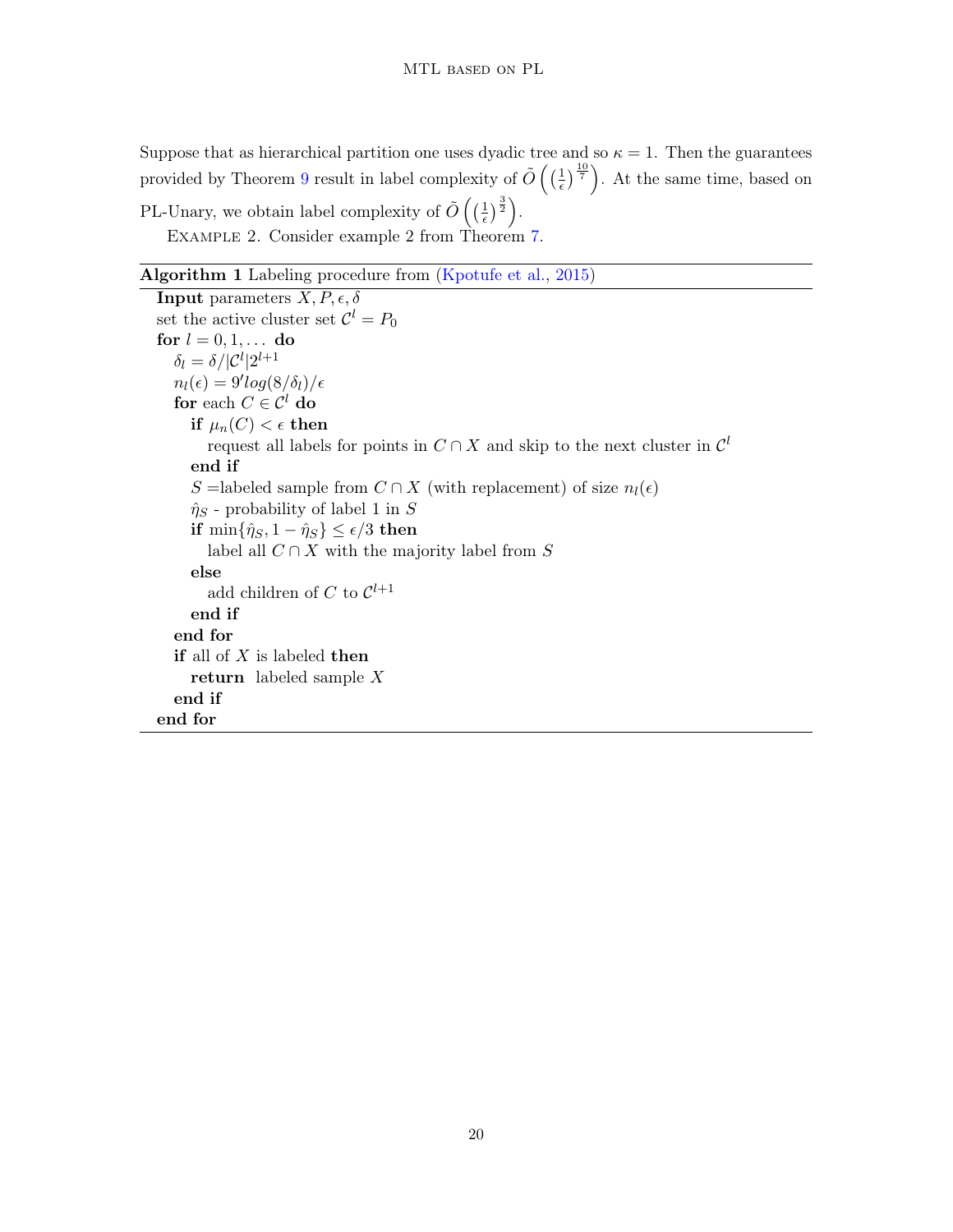Suppose that as hierarchical partition one uses dyadic tree and so $\kappa = 1$. Then the guarantees provided by Theorem 9 result in label complexity of $\tilde{O}\left(\left(\frac{1}{\epsilon}\right)^{\frac{10}{7}}\right)$. At the same time, based on PL-Unary, we obtain label complexity of $\tilde{O}\left(\left(\frac{1}{\epsilon}\right)^{\frac{3}{2}}\right)$.

Example 2. Consider example 2 from Theorem 7.

**Algorithm 1** Labeling procedure from (Kpotufe et al., 2015)

> **Input** parameters $X, P, \epsilon, \delta$
> set the active cluster set $\mathcal{C}^l = P_0$
> **for** $l = 0, 1, \ldots$ **do**
>   $\delta_l = \delta / |\mathcal{C}^l| 2^{l+1}$
>   $n_l(\epsilon) = 9' log(8/\delta_l)/\epsilon$
>   **for** each $C \in \mathcal{C}^l$ **do**
>     **if** $\mu_n(C) < \epsilon$ **then**
>       request all labels for points in $C \cap X$ and skip to the next cluster in $\mathcal{C}^l$
>     **end if**
>     $S$ =labeled sample from $C \cap X$ (with replacement) of size $n_l(\epsilon)$
>     $\hat{\eta}_S$ - probability of label 1 in $S$
>     **if** $\min\{\hat{\eta}_S, 1 - \hat{\eta}_S\} \leq \epsilon/3$ **then**
>       label all $C \cap X$ with the majority label from $S$
>     **else**
>       add children of $C$ to $\mathcal{C}^{l+1}$
>     **end if**
>   **end for**
>   **if** all of $X$ is labeled **then**
>     **return** labeled sample $X$
>   **end if**
> **end for**